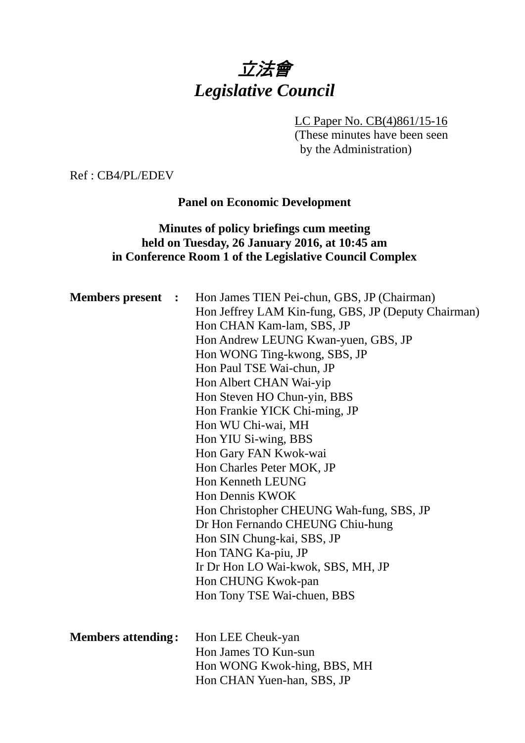# 立法會
# *Legislative Council*

LC Paper No. CB(4)861/15-16
(These minutes have been seen by the Administration)

Ref : CB4/PL/EDEV

**Panel on Economic Development**

**Minutes of policy briefings cum meeting held on Tuesday, 26 January 2016, at 10:45 am in Conference Room 1 of the Legislative Council Complex**

**Members present :**

Hon James TIEN Pei-chun, GBS, JP (Chairman)
Hon Jeffrey LAM Kin-fung, GBS, JP (Deputy Chairman)
Hon CHAN Kam-lam, SBS, JP
Hon Andrew LEUNG Kwan-yuen, GBS, JP
Hon WONG Ting-kwong, SBS, JP
Hon Paul TSE Wai-chun, JP
Hon Albert CHAN Wai-yip
Hon Steven HO Chun-yin, BBS
Hon Frankie YICK Chi-ming, JP
Hon WU Chi-wai, MH
Hon YIU Si-wing, BBS
Hon Gary FAN Kwok-wai
Hon Charles Peter MOK, JP
Hon Kenneth LEUNG
Hon Dennis KWOK
Hon Christopher CHEUNG Wah-fung, SBS, JP
Dr Hon Fernando CHEUNG Chiu-hung
Hon SIN Chung-kai, SBS, JP
Hon TANG Ka-piu, JP
Ir Dr Hon LO Wai-kwok, SBS, MH, JP
Hon CHUNG Kwok-pan
Hon Tony TSE Wai-chuen, BBS

**Members attending :**

Hon LEE Cheuk-yan
Hon James TO Kun-sun
Hon WONG Kwok-hing, BBS, MH
Hon CHAN Yuen-han, SBS, JP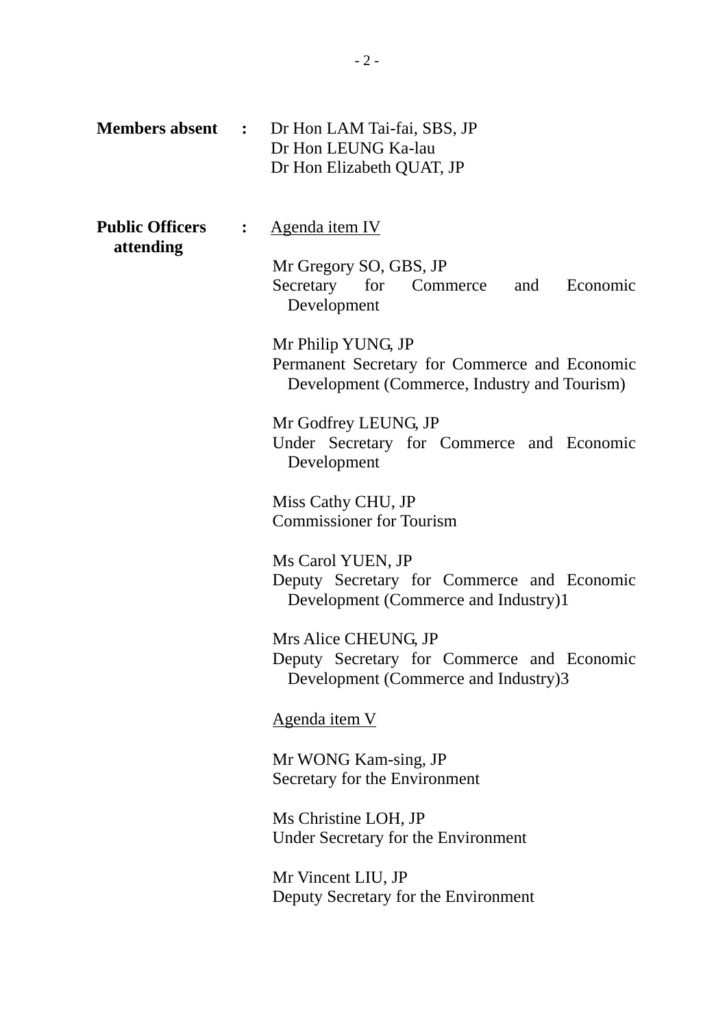**Members absent** : Dr Hon LAM Tai-fai, SBS, JP
Dr Hon LEUNG Ka-lau
Dr Hon Elizabeth QUAT, JP

**Public Officers attending** :

Agenda item IV

Mr Gregory SO, GBS, JP
Secretary for Commerce and Economic Development

Mr Philip YUNG, JP
Permanent Secretary for Commerce and Economic Development (Commerce, Industry and Tourism)

Mr Godfrey LEUNG, JP
Under Secretary for Commerce and Economic Development

Miss Cathy CHU, JP
Commissioner for Tourism

Ms Carol YUEN, JP
Deputy Secretary for Commerce and Economic Development (Commerce and Industry)1

Mrs Alice CHEUNG, JP
Deputy Secretary for Commerce and Economic Development (Commerce and Industry)3

Agenda item V

Mr WONG Kam-sing, JP
Secretary for the Environment

Ms Christine LOH, JP
Under Secretary for the Environment

Mr Vincent LIU, JP
Deputy Secretary for the Environment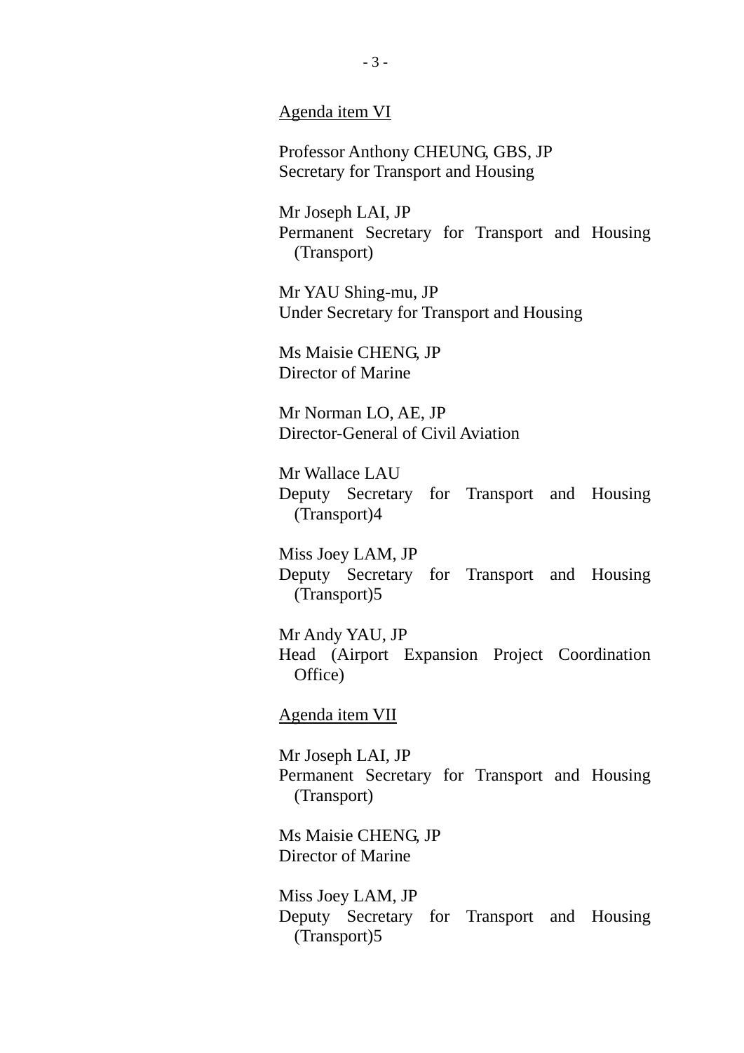Agenda item VI

Professor Anthony CHEUNG, GBS, JP
Secretary for Transport and Housing

Mr Joseph LAI, JP
Permanent Secretary for Transport and Housing (Transport)

Mr YAU Shing-mu, JP
Under Secretary for Transport and Housing

Ms Maisie CHENG, JP
Director of Marine

Mr Norman LO, AE, JP
Director-General of Civil Aviation

Mr Wallace LAU
Deputy Secretary for Transport and Housing (Transport)4

Miss Joey LAM, JP
Deputy Secretary for Transport and Housing (Transport)5

Mr Andy YAU, JP
Head (Airport Expansion Project Coordination Office)

Agenda item VII

Mr Joseph LAI, JP
Permanent Secretary for Transport and Housing (Transport)

Ms Maisie CHENG, JP
Director of Marine

Miss Joey LAM, JP
Deputy Secretary for Transport and Housing (Transport)5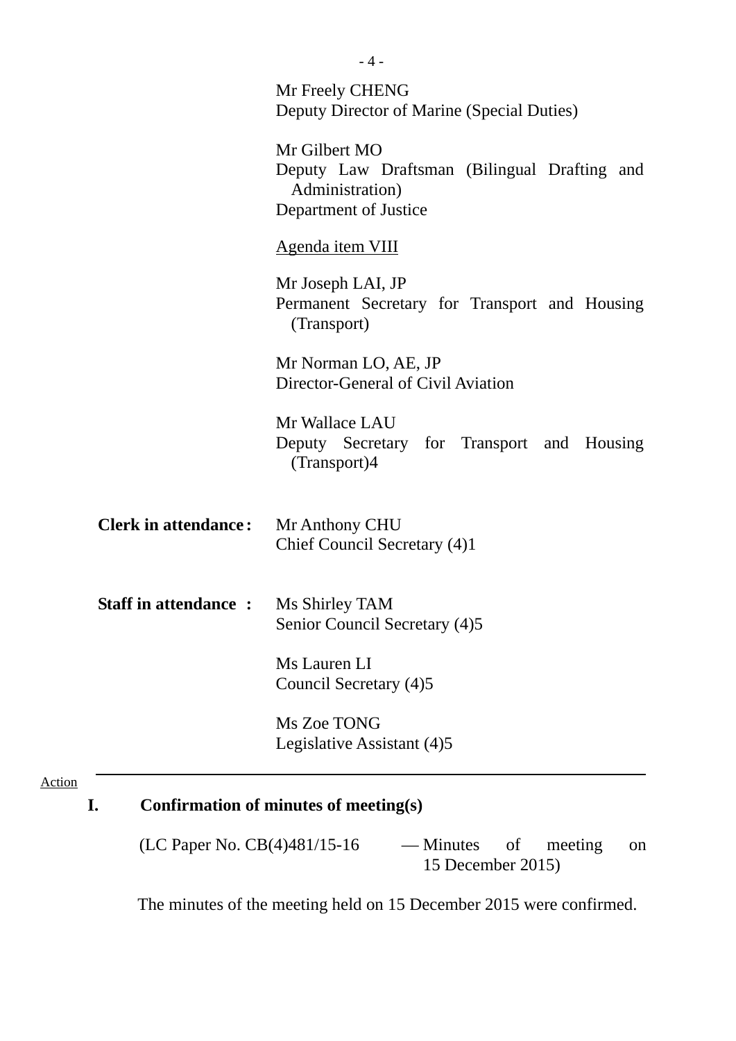Mr Freely CHENG
Deputy Director of Marine (Special Duties)

Mr Gilbert MO
Deputy Law Draftsman (Bilingual Drafting and Administration)
Department of Justice

Agenda item VIII

Mr Joseph LAI, JP
Permanent Secretary for Transport and Housing (Transport)

Mr Norman LO, AE, JP
Director-General of Civil Aviation

Mr Wallace LAU
Deputy Secretary for Transport and Housing (Transport)4

**Clerk in attendance :** Mr Anthony CHU
Chief Council Secretary (4)1

**Staff in attendance :** Ms Shirley TAM
Senior Council Secretary (4)5

Ms Lauren LI
Council Secretary (4)5

Ms Zoe TONG
Legislative Assistant (4)5

---

Action

## I. Confirmation of minutes of meeting(s)

(LC Paper No. CB(4)481/15-16 — Minutes of meeting on 15 December 2015)

The minutes of the meeting held on 15 December 2015 were confirmed.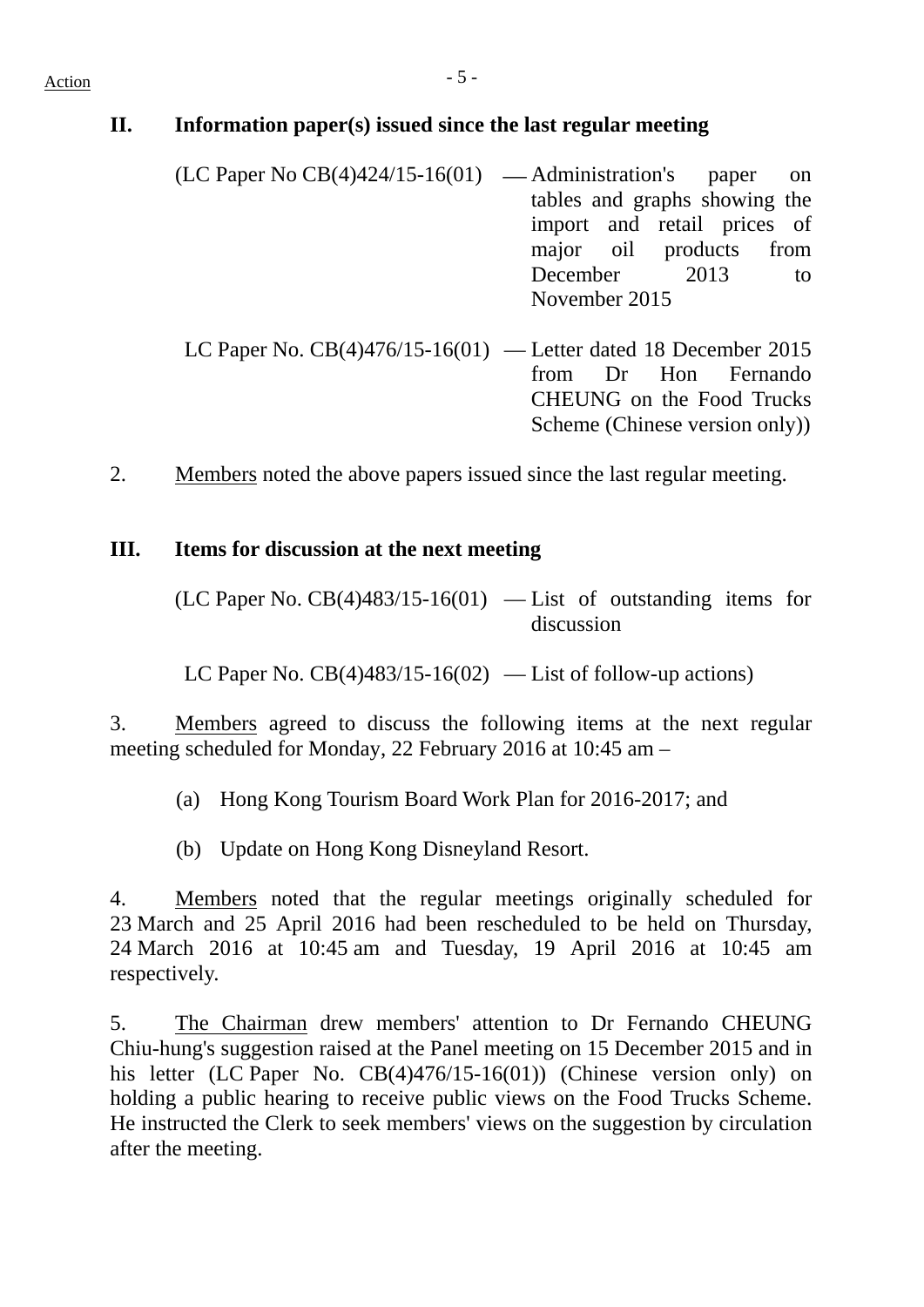## II. Information paper(s) issued since the last regular meeting

(LC Paper No CB(4)424/15-16(01) — Administration's paper on tables and graphs showing the import and retail prices of major oil products from December 2013 to November 2015

LC Paper No. CB(4)476/15-16(01) — Letter dated 18 December 2015 from Dr Hon Fernando CHEUNG on the Food Trucks Scheme (Chinese version only))

2. Members noted the above papers issued since the last regular meeting.

## III. Items for discussion at the next meeting

(LC Paper No. CB(4)483/15-16(01) — List of outstanding items for discussion

LC Paper No. CB(4)483/15-16(02) — List of follow-up actions)

3. Members agreed to discuss the following items at the next regular meeting scheduled for Monday, 22 February 2016 at 10:45 am –

(a) Hong Kong Tourism Board Work Plan for 2016-2017; and

(b) Update on Hong Kong Disneyland Resort.

4. Members noted that the regular meetings originally scheduled for 23 March and 25 April 2016 had been rescheduled to be held on Thursday, 24 March 2016 at 10:45 am and Tuesday, 19 April 2016 at 10:45 am respectively.

5. The Chairman drew members' attention to Dr Fernando CHEUNG Chiu-hung's suggestion raised at the Panel meeting on 15 December 2015 and in his letter (LC Paper No. CB(4)476/15-16(01)) (Chinese version only) on holding a public hearing to receive public views on the Food Trucks Scheme. He instructed the Clerk to seek members' views on the suggestion by circulation after the meeting.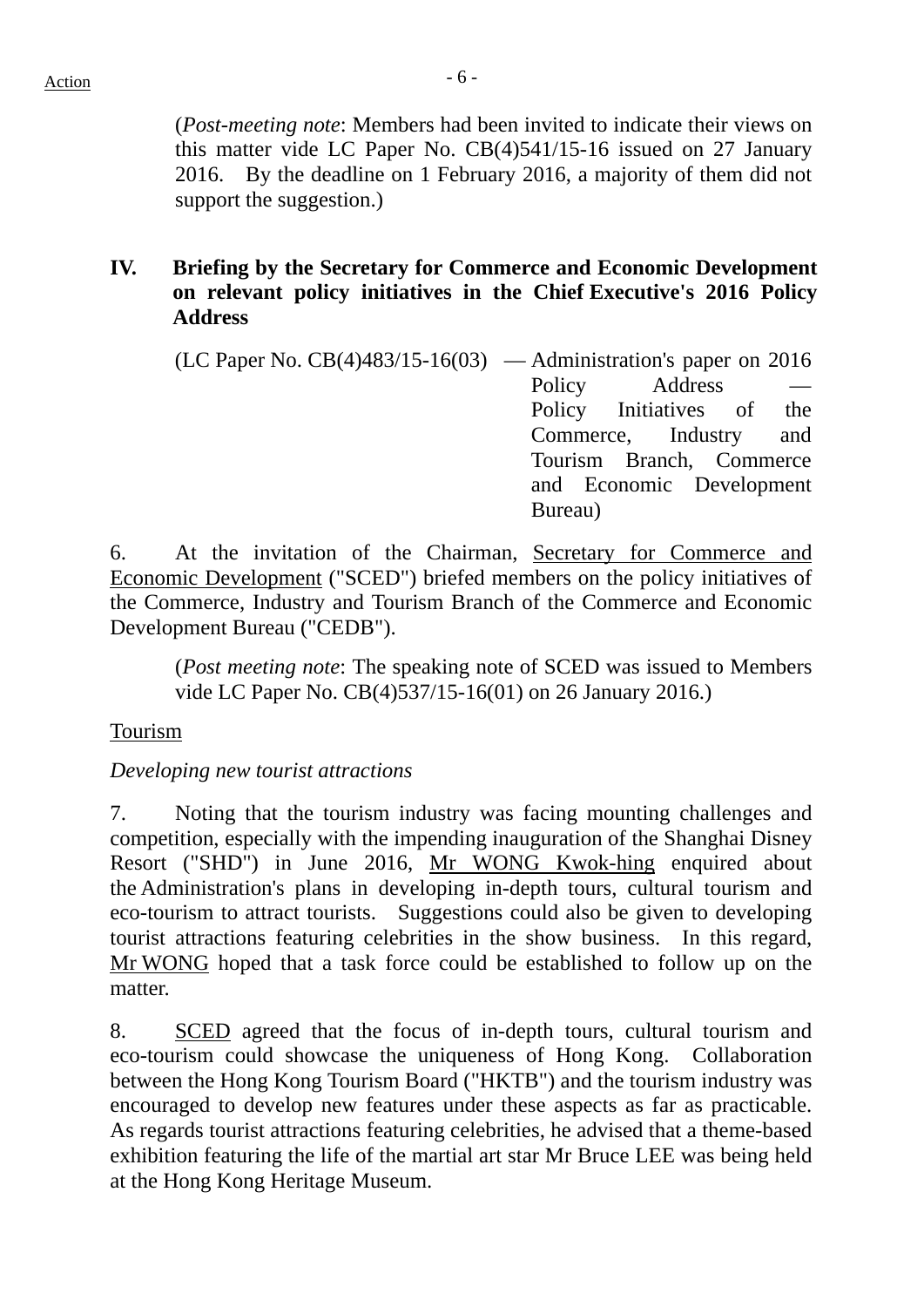(*Post-meeting note*: Members had been invited to indicate their views on this matter vide LC Paper No. CB(4)541/15-16 issued on 27 January 2016. By the deadline on 1 February 2016, a majority of them did not support the suggestion.)

## IV. Briefing by the Secretary for Commerce and Economic Development on relevant policy initiatives in the Chief Executive's 2016 Policy Address

(LC Paper No. CB(4)483/15-16(03) — Administration's paper on 2016 Policy Address — Policy Initiatives of the Commerce, Industry and Tourism Branch, Commerce and Economic Development Bureau)

6. At the invitation of the Chairman, Secretary for Commerce and Economic Development ("SCED") briefed members on the policy initiatives of the Commerce, Industry and Tourism Branch of the Commerce and Economic Development Bureau ("CEDB").

(*Post meeting note*: The speaking note of SCED was issued to Members vide LC Paper No. CB(4)537/15-16(01) on 26 January 2016.)

Tourism

*Developing new tourist attractions*

7. Noting that the tourism industry was facing mounting challenges and competition, especially with the impending inauguration of the Shanghai Disney Resort ("SHD") in June 2016, Mr WONG Kwok-hing enquired about the Administration's plans in developing in-depth tours, cultural tourism and eco-tourism to attract tourists. Suggestions could also be given to developing tourist attractions featuring celebrities in the show business. In this regard, Mr WONG hoped that a task force could be established to follow up on the matter.

8. SCED agreed that the focus of in-depth tours, cultural tourism and eco-tourism could showcase the uniqueness of Hong Kong. Collaboration between the Hong Kong Tourism Board ("HKTB") and the tourism industry was encouraged to develop new features under these aspects as far as practicable. As regards tourist attractions featuring celebrities, he advised that a theme-based exhibition featuring the life of the martial art star Mr Bruce LEE was being held at the Hong Kong Heritage Museum.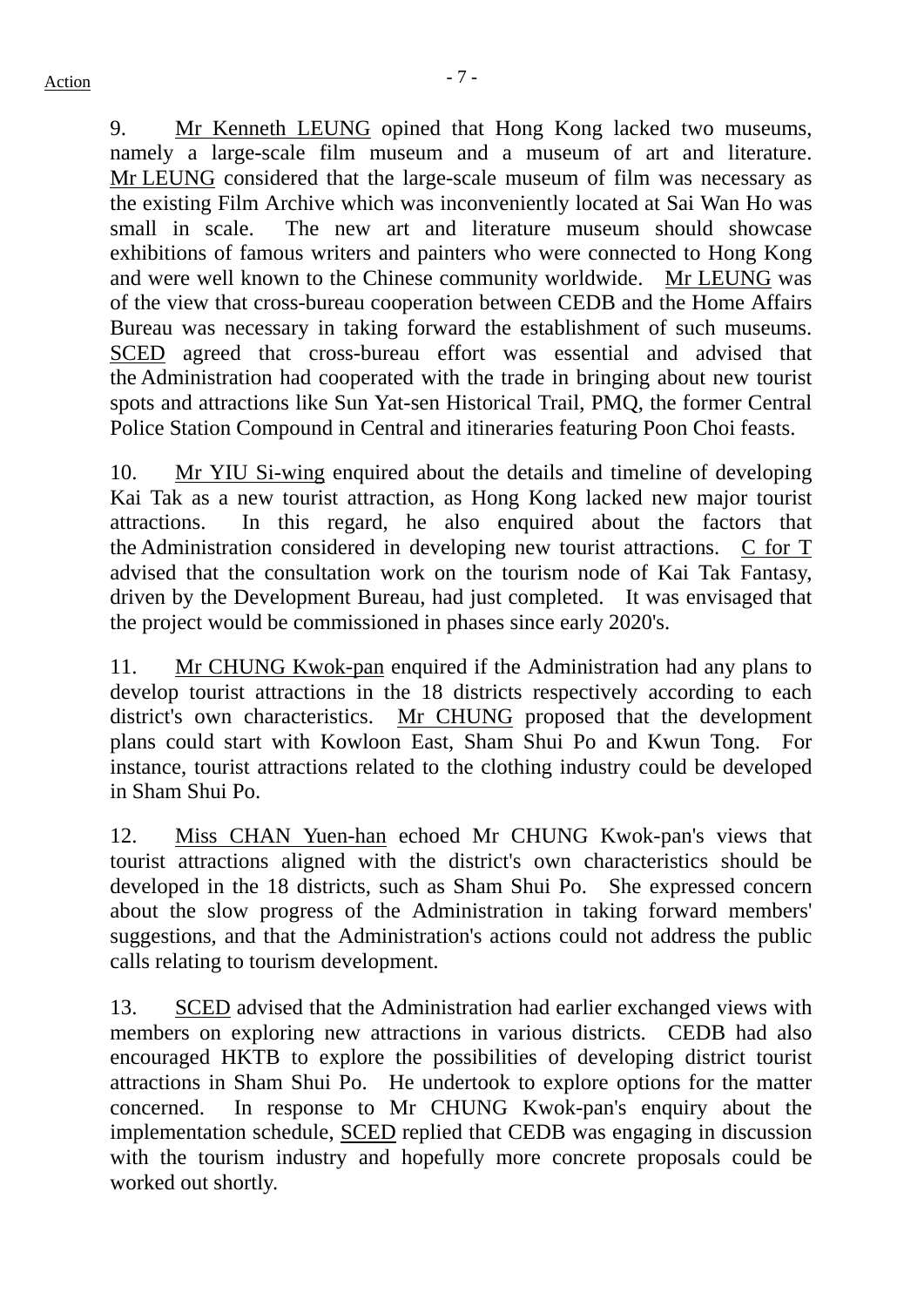9. Mr Kenneth LEUNG opined that Hong Kong lacked two museums, namely a large-scale film museum and a museum of art and literature. Mr LEUNG considered that the large-scale museum of film was necessary as the existing Film Archive which was inconveniently located at Sai Wan Ho was small in scale. The new art and literature museum should showcase exhibitions of famous writers and painters who were connected to Hong Kong and were well known to the Chinese community worldwide. Mr LEUNG was of the view that cross-bureau cooperation between CEDB and the Home Affairs Bureau was necessary in taking forward the establishment of such museums. SCED agreed that cross-bureau effort was essential and advised that the Administration had cooperated with the trade in bringing about new tourist spots and attractions like Sun Yat-sen Historical Trail, PMQ, the former Central Police Station Compound in Central and itineraries featuring Poon Choi feasts.

10. Mr YIU Si-wing enquired about the details and timeline of developing Kai Tak as a new tourist attraction, as Hong Kong lacked new major tourist attractions. In this regard, he also enquired about the factors that the Administration considered in developing new tourist attractions. C for T advised that the consultation work on the tourism node of Kai Tak Fantasy, driven by the Development Bureau, had just completed. It was envisaged that the project would be commissioned in phases since early 2020's.

11. Mr CHUNG Kwok-pan enquired if the Administration had any plans to develop tourist attractions in the 18 districts respectively according to each district's own characteristics. Mr CHUNG proposed that the development plans could start with Kowloon East, Sham Shui Po and Kwun Tong. For instance, tourist attractions related to the clothing industry could be developed in Sham Shui Po.

12. Miss CHAN Yuen-han echoed Mr CHUNG Kwok-pan's views that tourist attractions aligned with the district's own characteristics should be developed in the 18 districts, such as Sham Shui Po. She expressed concern about the slow progress of the Administration in taking forward members' suggestions, and that the Administration's actions could not address the public calls relating to tourism development.

13. SCED advised that the Administration had earlier exchanged views with members on exploring new attractions in various districts. CEDB had also encouraged HKTB to explore the possibilities of developing district tourist attractions in Sham Shui Po. He undertook to explore options for the matter concerned. In response to Mr CHUNG Kwok-pan's enquiry about the implementation schedule, SCED replied that CEDB was engaging in discussion with the tourism industry and hopefully more concrete proposals could be worked out shortly.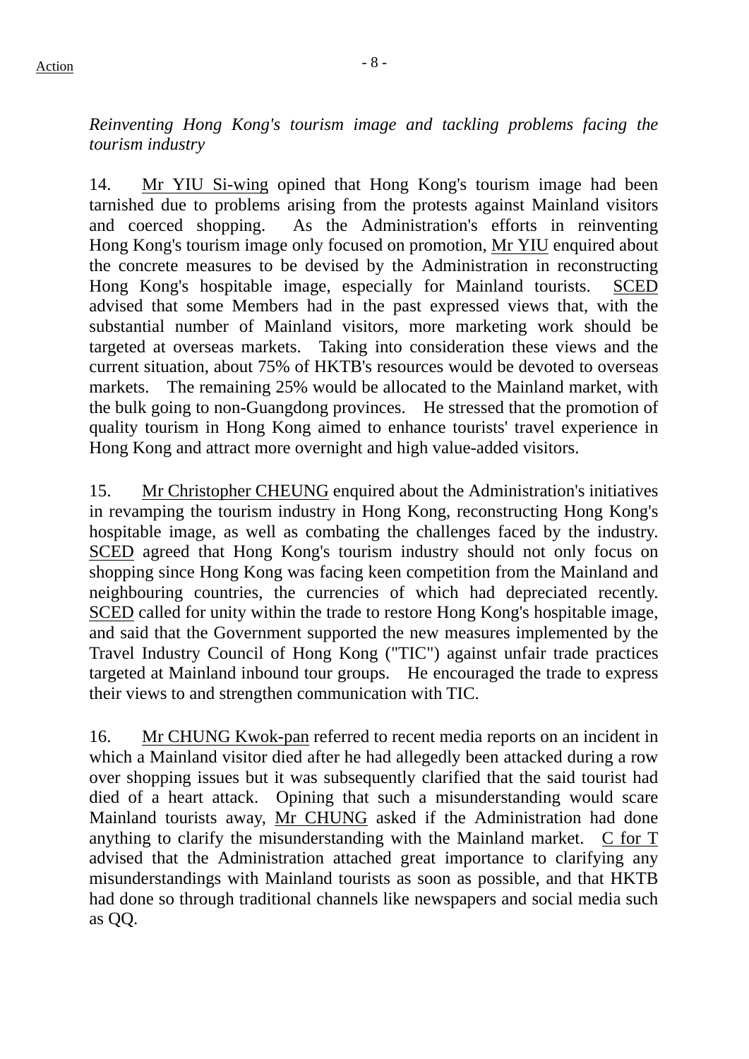*Reinventing Hong Kong's tourism image and tackling problems facing the tourism industry*

14. Mr YIU Si-wing opined that Hong Kong's tourism image had been tarnished due to problems arising from the protests against Mainland visitors and coerced shopping. As the Administration's efforts in reinventing Hong Kong's tourism image only focused on promotion, Mr YIU enquired about the concrete measures to be devised by the Administration in reconstructing Hong Kong's hospitable image, especially for Mainland tourists. SCED advised that some Members had in the past expressed views that, with the substantial number of Mainland visitors, more marketing work should be targeted at overseas markets. Taking into consideration these views and the current situation, about 75% of HKTB's resources would be devoted to overseas markets. The remaining 25% would be allocated to the Mainland market, with the bulk going to non-Guangdong provinces. He stressed that the promotion of quality tourism in Hong Kong aimed to enhance tourists' travel experience in Hong Kong and attract more overnight and high value-added visitors.

15. Mr Christopher CHEUNG enquired about the Administration's initiatives in revamping the tourism industry in Hong Kong, reconstructing Hong Kong's hospitable image, as well as combating the challenges faced by the industry. SCED agreed that Hong Kong's tourism industry should not only focus on shopping since Hong Kong was facing keen competition from the Mainland and neighbouring countries, the currencies of which had depreciated recently. SCED called for unity within the trade to restore Hong Kong's hospitable image, and said that the Government supported the new measures implemented by the Travel Industry Council of Hong Kong ("TIC") against unfair trade practices targeted at Mainland inbound tour groups. He encouraged the trade to express their views to and strengthen communication with TIC.

16. Mr CHUNG Kwok-pan referred to recent media reports on an incident in which a Mainland visitor died after he had allegedly been attacked during a row over shopping issues but it was subsequently clarified that the said tourist had died of a heart attack. Opining that such a misunderstanding would scare Mainland tourists away, Mr CHUNG asked if the Administration had done anything to clarify the misunderstanding with the Mainland market. C for T advised that the Administration attached great importance to clarifying any misunderstandings with Mainland tourists as soon as possible, and that HKTB had done so through traditional channels like newspapers and social media such as QQ.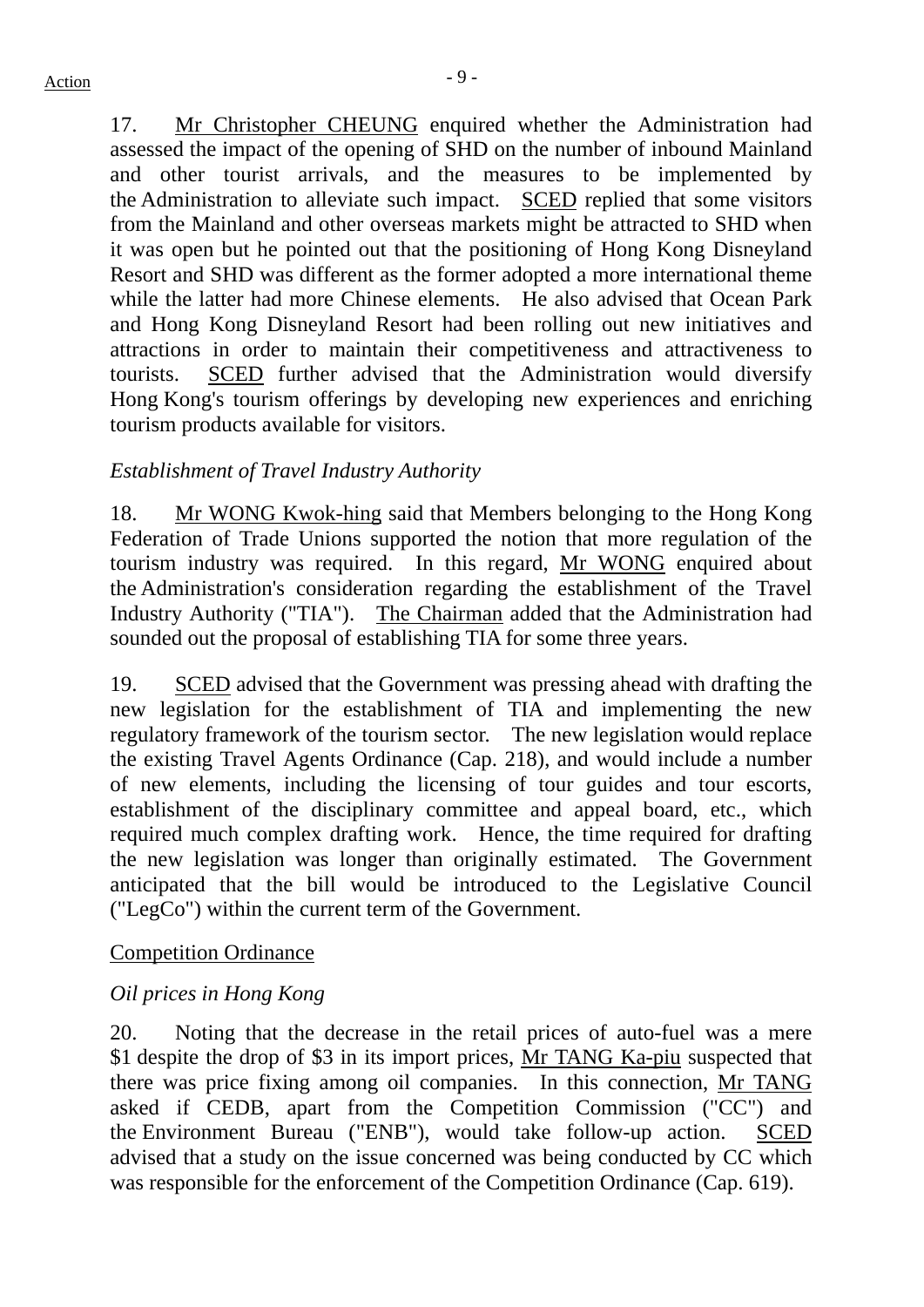17. Mr Christopher CHEUNG enquired whether the Administration had assessed the impact of the opening of SHD on the number of inbound Mainland and other tourist arrivals, and the measures to be implemented by the Administration to alleviate such impact. SCED replied that some visitors from the Mainland and other overseas markets might be attracted to SHD when it was open but he pointed out that the positioning of Hong Kong Disneyland Resort and SHD was different as the former adopted a more international theme while the latter had more Chinese elements. He also advised that Ocean Park and Hong Kong Disneyland Resort had been rolling out new initiatives and attractions in order to maintain their competitiveness and attractiveness to tourists. SCED further advised that the Administration would diversify Hong Kong's tourism offerings by developing new experiences and enriching tourism products available for visitors.

*Establishment of Travel Industry Authority*

18. Mr WONG Kwok-hing said that Members belonging to the Hong Kong Federation of Trade Unions supported the notion that more regulation of the tourism industry was required. In this regard, Mr WONG enquired about the Administration's consideration regarding the establishment of the Travel Industry Authority ("TIA"). The Chairman added that the Administration had sounded out the proposal of establishing TIA for some three years.

19. SCED advised that the Government was pressing ahead with drafting the new legislation for the establishment of TIA and implementing the new regulatory framework of the tourism sector. The new legislation would replace the existing Travel Agents Ordinance (Cap. 218), and would include a number of new elements, including the licensing of tour guides and tour escorts, establishment of the disciplinary committee and appeal board, etc., which required much complex drafting work. Hence, the time required for drafting the new legislation was longer than originally estimated. The Government anticipated that the bill would be introduced to the Legislative Council ("LegCo") within the current term of the Government.

Competition Ordinance

*Oil prices in Hong Kong*

20. Noting that the decrease in the retail prices of auto-fuel was a mere $1 despite the drop of $3 in its import prices, Mr TANG Ka-piu suspected that there was price fixing among oil companies. In this connection, Mr TANG asked if CEDB, apart from the Competition Commission ("CC") and the Environment Bureau ("ENB"), would take follow-up action. SCED advised that a study on the issue concerned was being conducted by CC which was responsible for the enforcement of the Competition Ordinance (Cap. 619).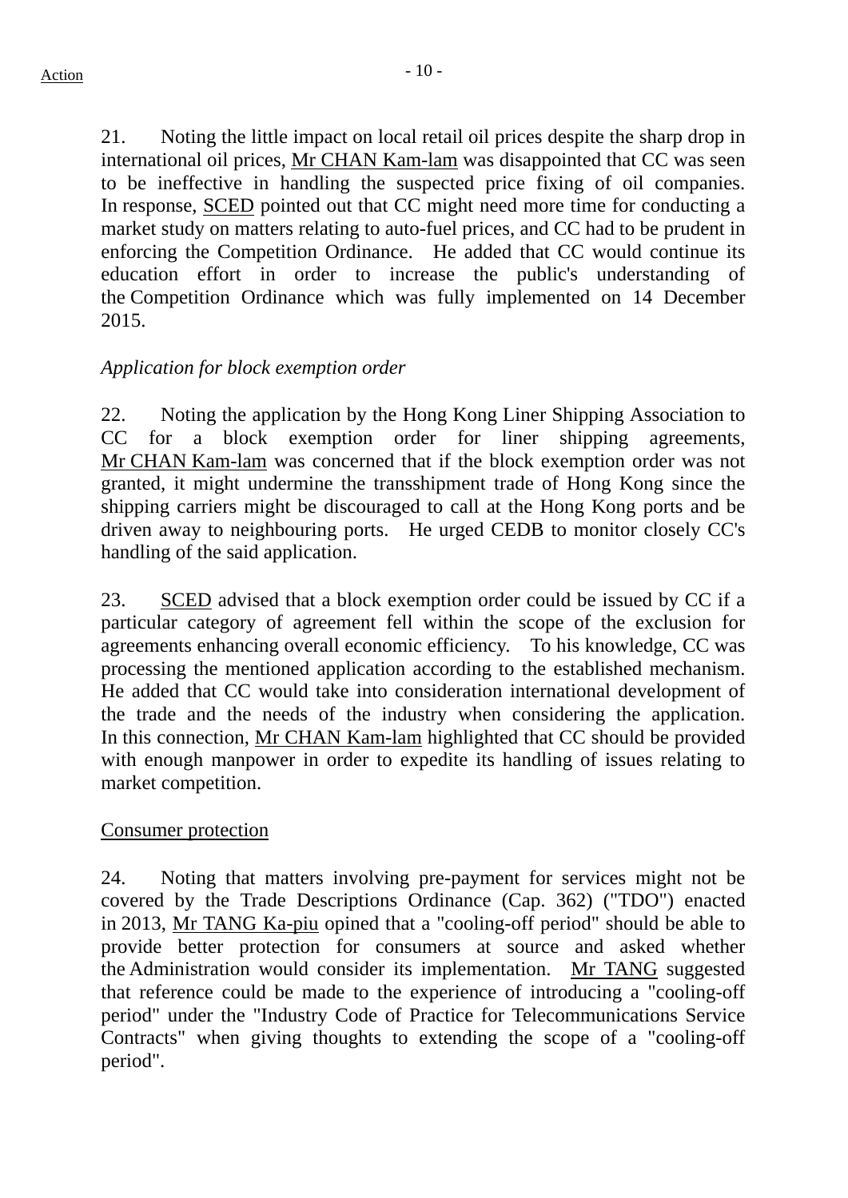21. Noting the little impact on local retail oil prices despite the sharp drop in international oil prices, Mr CHAN Kam-lam was disappointed that CC was seen to be ineffective in handling the suspected price fixing of oil companies. In response, SCED pointed out that CC might need more time for conducting a market study on matters relating to auto-fuel prices, and CC had to be prudent in enforcing the Competition Ordinance. He added that CC would continue its education effort in order to increase the public's understanding of the Competition Ordinance which was fully implemented on 14 December 2015.

*Application for block exemption order*

22. Noting the application by the Hong Kong Liner Shipping Association to CC for a block exemption order for liner shipping agreements, Mr CHAN Kam-lam was concerned that if the block exemption order was not granted, it might undermine the transshipment trade of Hong Kong since the shipping carriers might be discouraged to call at the Hong Kong ports and be driven away to neighbouring ports. He urged CEDB to monitor closely CC's handling of the said application.

23. SCED advised that a block exemption order could be issued by CC if a particular category of agreement fell within the scope of the exclusion for agreements enhancing overall economic efficiency. To his knowledge, CC was processing the mentioned application according to the established mechanism. He added that CC would take into consideration international development of the trade and the needs of the industry when considering the application. In this connection, Mr CHAN Kam-lam highlighted that CC should be provided with enough manpower in order to expedite its handling of issues relating to market competition.

Consumer protection

24. Noting that matters involving pre-payment for services might not be covered by the Trade Descriptions Ordinance (Cap. 362) ("TDO") enacted in 2013, Mr TANG Ka-piu opined that a "cooling-off period" should be able to provide better protection for consumers at source and asked whether the Administration would consider its implementation. Mr TANG suggested that reference could be made to the experience of introducing a "cooling-off period" under the "Industry Code of Practice for Telecommunications Service Contracts" when giving thoughts to extending the scope of a "cooling-off period".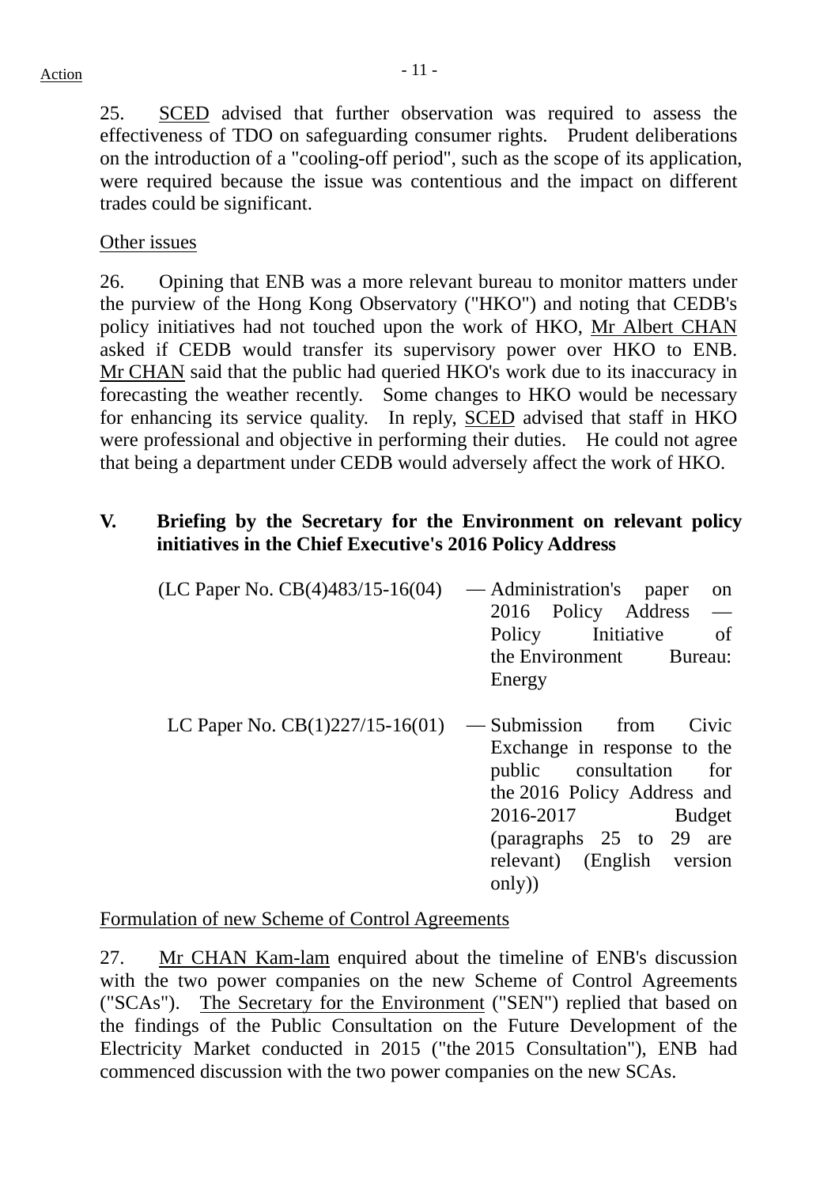25. SCED advised that further observation was required to assess the effectiveness of TDO on safeguarding consumer rights. Prudent deliberations on the introduction of a "cooling-off period", such as the scope of its application, were required because the issue was contentious and the impact on different trades could be significant.

Other issues

26. Opining that ENB was a more relevant bureau to monitor matters under the purview of the Hong Kong Observatory ("HKO") and noting that CEDB's policy initiatives had not touched upon the work of HKO, Mr Albert CHAN asked if CEDB would transfer its supervisory power over HKO to ENB. Mr CHAN said that the public had queried HKO's work due to its inaccuracy in forecasting the weather recently. Some changes to HKO would be necessary for enhancing its service quality. In reply, SCED advised that staff in HKO were professional and objective in performing their duties. He could not agree that being a department under CEDB would adversely affect the work of HKO.

## V. Briefing by the Secretary for the Environment on relevant policy initiatives in the Chief Executive's 2016 Policy Address

(LC Paper No. CB(4)483/15-16(04) — Administration's paper on 2016 Policy Address — Policy Initiative of the Environment Bureau: Energy

LC Paper No. CB(1)227/15-16(01) — Submission from Civic Exchange in response to the public consultation for the 2016 Policy Address and 2016-2017 Budget (paragraphs 25 to 29 are relevant) (English version only))

Formulation of new Scheme of Control Agreements

27. Mr CHAN Kam-lam enquired about the timeline of ENB's discussion with the two power companies on the new Scheme of Control Agreements ("SCAs"). The Secretary for the Environment ("SEN") replied that based on the findings of the Public Consultation on the Future Development of the Electricity Market conducted in 2015 ("the 2015 Consultation"), ENB had commenced discussion with the two power companies on the new SCAs.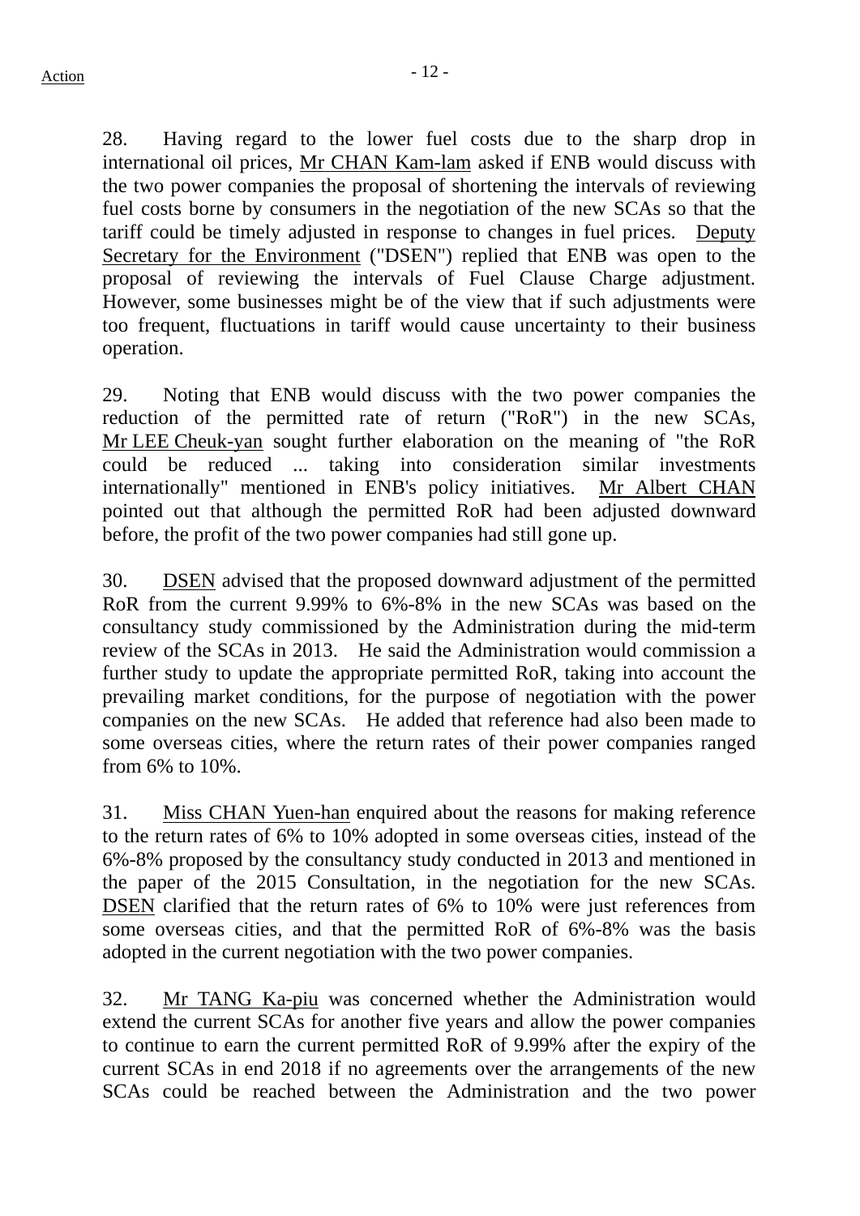28. Having regard to the lower fuel costs due to the sharp drop in international oil prices, Mr CHAN Kam-lam asked if ENB would discuss with the two power companies the proposal of shortening the intervals of reviewing fuel costs borne by consumers in the negotiation of the new SCAs so that the tariff could be timely adjusted in response to changes in fuel prices. Deputy Secretary for the Environment ("DSEN") replied that ENB was open to the proposal of reviewing the intervals of Fuel Clause Charge adjustment. However, some businesses might be of the view that if such adjustments were too frequent, fluctuations in tariff would cause uncertainty to their business operation.

29. Noting that ENB would discuss with the two power companies the reduction of the permitted rate of return ("RoR") in the new SCAs, Mr LEE Cheuk-yan sought further elaboration on the meaning of "the RoR could be reduced ... taking into consideration similar investments internationally" mentioned in ENB's policy initiatives. Mr Albert CHAN pointed out that although the permitted RoR had been adjusted downward before, the profit of the two power companies had still gone up.

30. DSEN advised that the proposed downward adjustment of the permitted RoR from the current 9.99% to 6%-8% in the new SCAs was based on the consultancy study commissioned by the Administration during the mid-term review of the SCAs in 2013. He said the Administration would commission a further study to update the appropriate permitted RoR, taking into account the prevailing market conditions, for the purpose of negotiation with the power companies on the new SCAs. He added that reference had also been made to some overseas cities, where the return rates of their power companies ranged from 6% to 10%.

31. Miss CHAN Yuen-han enquired about the reasons for making reference to the return rates of 6% to 10% adopted in some overseas cities, instead of the 6%-8% proposed by the consultancy study conducted in 2013 and mentioned in the paper of the 2015 Consultation, in the negotiation for the new SCAs. DSEN clarified that the return rates of 6% to 10% were just references from some overseas cities, and that the permitted RoR of 6%-8% was the basis adopted in the current negotiation with the two power companies.

32. Mr TANG Ka-piu was concerned whether the Administration would extend the current SCAs for another five years and allow the power companies to continue to earn the current permitted RoR of 9.99% after the expiry of the current SCAs in end 2018 if no agreements over the arrangements of the new SCAs could be reached between the Administration and the two power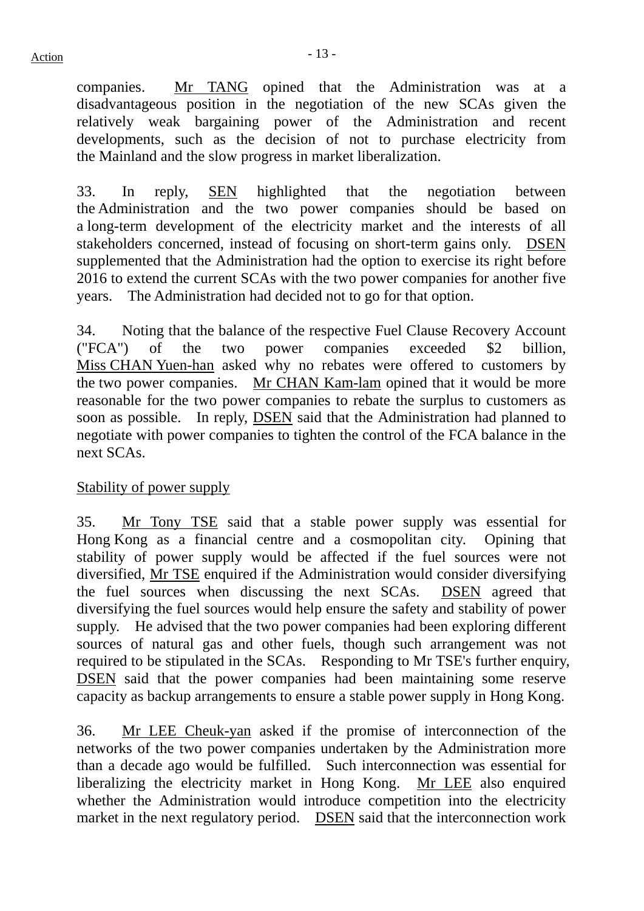companies. Mr TANG opined that the Administration was at a disadvantageous position in the negotiation of the new SCAs given the relatively weak bargaining power of the Administration and recent developments, such as the decision of not to purchase electricity from the Mainland and the slow progress in market liberalization.

33. In reply, SEN highlighted that the negotiation between the Administration and the two power companies should be based on a long-term development of the electricity market and the interests of all stakeholders concerned, instead of focusing on short-term gains only. DSEN supplemented that the Administration had the option to exercise its right before 2016 to extend the current SCAs with the two power companies for another five years. The Administration had decided not to go for that option.

34. Noting that the balance of the respective Fuel Clause Recovery Account ("FCA") of the two power companies exceeded $2 billion, Miss CHAN Yuen-han asked why no rebates were offered to customers by the two power companies. Mr CHAN Kam-lam opined that it would be more reasonable for the two power companies to rebate the surplus to customers as soon as possible. In reply, DSEN said that the Administration had planned to negotiate with power companies to tighten the control of the FCA balance in the next SCAs.

Stability of power supply

35. Mr Tony TSE said that a stable power supply was essential for Hong Kong as a financial centre and a cosmopolitan city. Opining that stability of power supply would be affected if the fuel sources were not diversified, Mr TSE enquired if the Administration would consider diversifying the fuel sources when discussing the next SCAs. DSEN agreed that diversifying the fuel sources would help ensure the safety and stability of power supply. He advised that the two power companies had been exploring different sources of natural gas and other fuels, though such arrangement was not required to be stipulated in the SCAs. Responding to Mr TSE's further enquiry, DSEN said that the power companies had been maintaining some reserve capacity as backup arrangements to ensure a stable power supply in Hong Kong.

36. Mr LEE Cheuk-yan asked if the promise of interconnection of the networks of the two power companies undertaken by the Administration more than a decade ago would be fulfilled. Such interconnection was essential for liberalizing the electricity market in Hong Kong. Mr LEE also enquired whether the Administration would introduce competition into the electricity market in the next regulatory period. DSEN said that the interconnection work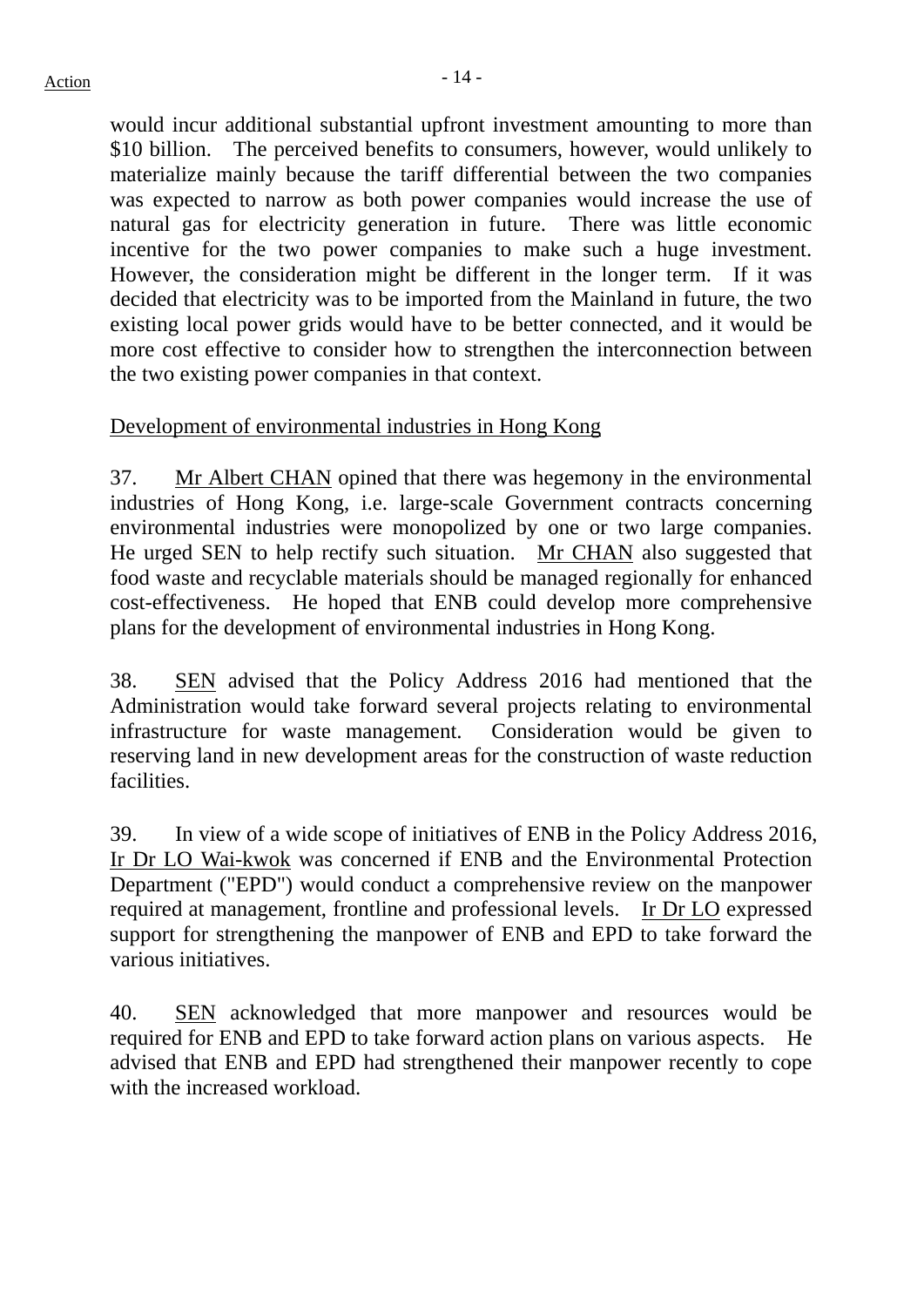would incur additional substantial upfront investment amounting to more than $10 billion. The perceived benefits to consumers, however, would unlikely to materialize mainly because the tariff differential between the two companies was expected to narrow as both power companies would increase the use of natural gas for electricity generation in future. There was little economic incentive for the two power companies to make such a huge investment. However, the consideration might be different in the longer term. If it was decided that electricity was to be imported from the Mainland in future, the two existing local power grids would have to be better connected, and it would be more cost effective to consider how to strengthen the interconnection between the two existing power companies in that context.

Development of environmental industries in Hong Kong

37. Mr Albert CHAN opined that there was hegemony in the environmental industries of Hong Kong, i.e. large-scale Government contracts concerning environmental industries were monopolized by one or two large companies. He urged SEN to help rectify such situation. Mr CHAN also suggested that food waste and recyclable materials should be managed regionally for enhanced cost-effectiveness. He hoped that ENB could develop more comprehensive plans for the development of environmental industries in Hong Kong.

38. SEN advised that the Policy Address 2016 had mentioned that the Administration would take forward several projects relating to environmental infrastructure for waste management. Consideration would be given to reserving land in new development areas for the construction of waste reduction facilities.

39. In view of a wide scope of initiatives of ENB in the Policy Address 2016, Ir Dr LO Wai-kwok was concerned if ENB and the Environmental Protection Department ("EPD") would conduct a comprehensive review on the manpower required at management, frontline and professional levels. Ir Dr LO expressed support for strengthening the manpower of ENB and EPD to take forward the various initiatives.

40. SEN acknowledged that more manpower and resources would be required for ENB and EPD to take forward action plans on various aspects. He advised that ENB and EPD had strengthened their manpower recently to cope with the increased workload.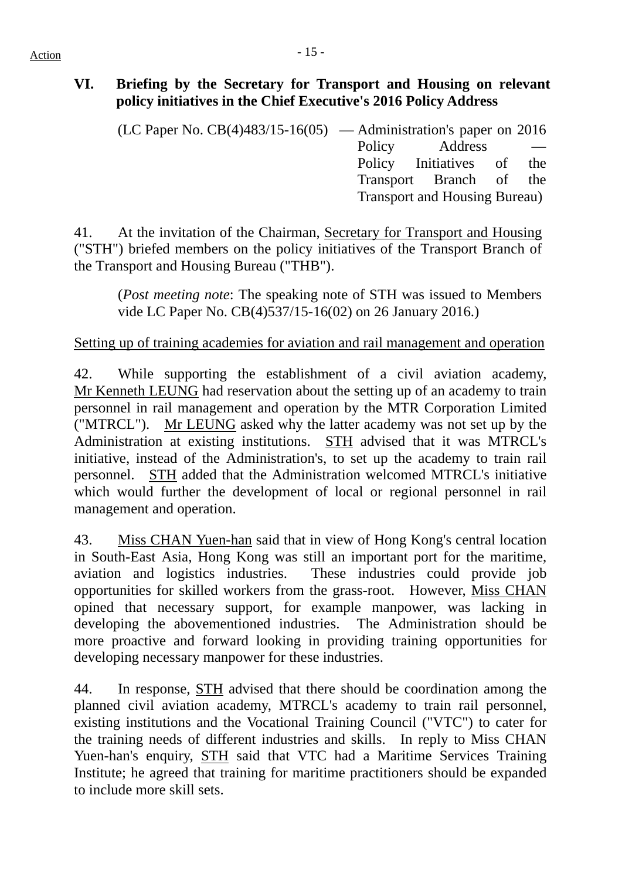## VI. Briefing by the Secretary for Transport and Housing on relevant policy initiatives in the Chief Executive's 2016 Policy Address

(LC Paper No. CB(4)483/15-16(05) — Administration's paper on 2016 Policy Address — Policy Initiatives of the Transport Branch of the Transport and Housing Bureau)

41. At the invitation of the Chairman, Secretary for Transport and Housing ("STH") briefed members on the policy initiatives of the Transport Branch of the Transport and Housing Bureau ("THB").

> (*Post meeting note*: The speaking note of STH was issued to Members vide LC Paper No. CB(4)537/15-16(02) on 26 January 2016.)

Setting up of training academies for aviation and rail management and operation

42. While supporting the establishment of a civil aviation academy, Mr Kenneth LEUNG had reservation about the setting up of an academy to train personnel in rail management and operation by the MTR Corporation Limited ("MTRCL"). Mr LEUNG asked why the latter academy was not set up by the Administration at existing institutions. STH advised that it was MTRCL's initiative, instead of the Administration's, to set up the academy to train rail personnel. STH added that the Administration welcomed MTRCL's initiative which would further the development of local or regional personnel in rail management and operation.

43. Miss CHAN Yuen-han said that in view of Hong Kong's central location in South-East Asia, Hong Kong was still an important port for the maritime, aviation and logistics industries. These industries could provide job opportunities for skilled workers from the grass-root. However, Miss CHAN opined that necessary support, for example manpower, was lacking in developing the abovementioned industries. The Administration should be more proactive and forward looking in providing training opportunities for developing necessary manpower for these industries.

44. In response, STH advised that there should be coordination among the planned civil aviation academy, MTRCL's academy to train rail personnel, existing institutions and the Vocational Training Council ("VTC") to cater for the training needs of different industries and skills. In reply to Miss CHAN Yuen-han's enquiry, STH said that VTC had a Maritime Services Training Institute; he agreed that training for maritime practitioners should be expanded to include more skill sets.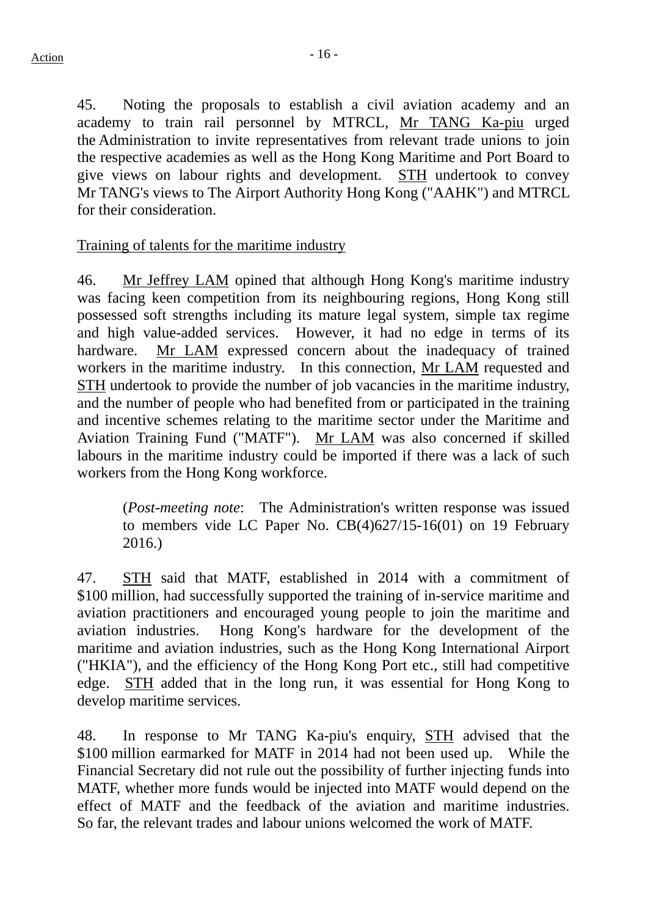45. Noting the proposals to establish a civil aviation academy and an academy to train rail personnel by MTRCL, Mr TANG Ka-piu urged the Administration to invite representatives from relevant trade unions to join the respective academies as well as the Hong Kong Maritime and Port Board to give views on labour rights and development. STH undertook to convey Mr TANG's views to The Airport Authority Hong Kong ("AAHK") and MTRCL for their consideration.

Training of talents for the maritime industry

46. Mr Jeffrey LAM opined that although Hong Kong's maritime industry was facing keen competition from its neighbouring regions, Hong Kong still possessed soft strengths including its mature legal system, simple tax regime and high value-added services. However, it had no edge in terms of its hardware. Mr LAM expressed concern about the inadequacy of trained workers in the maritime industry. In this connection, Mr LAM requested and STH undertook to provide the number of job vacancies in the maritime industry, and the number of people who had benefited from or participated in the training and incentive schemes relating to the maritime sector under the Maritime and Aviation Training Fund ("MATF"). Mr LAM was also concerned if skilled labours in the maritime industry could be imported if there was a lack of such workers from the Hong Kong workforce.

(*Post-meeting note*: The Administration's written response was issued to members vide LC Paper No. CB(4)627/15-16(01) on 19 February 2016.)

47. STH said that MATF, established in 2014 with a commitment of $100 million, had successfully supported the training of in-service maritime and aviation practitioners and encouraged young people to join the maritime and aviation industries. Hong Kong's hardware for the development of the maritime and aviation industries, such as the Hong Kong International Airport ("HKIA"), and the efficiency of the Hong Kong Port etc., still had competitive edge. STH added that in the long run, it was essential for Hong Kong to develop maritime services.

48. In response to Mr TANG Ka-piu's enquiry, STH advised that the $100 million earmarked for MATF in 2014 had not been used up. While the Financial Secretary did not rule out the possibility of further injecting funds into MATF, whether more funds would be injected into MATF would depend on the effect of MATF and the feedback of the aviation and maritime industries. So far, the relevant trades and labour unions welcomed the work of MATF.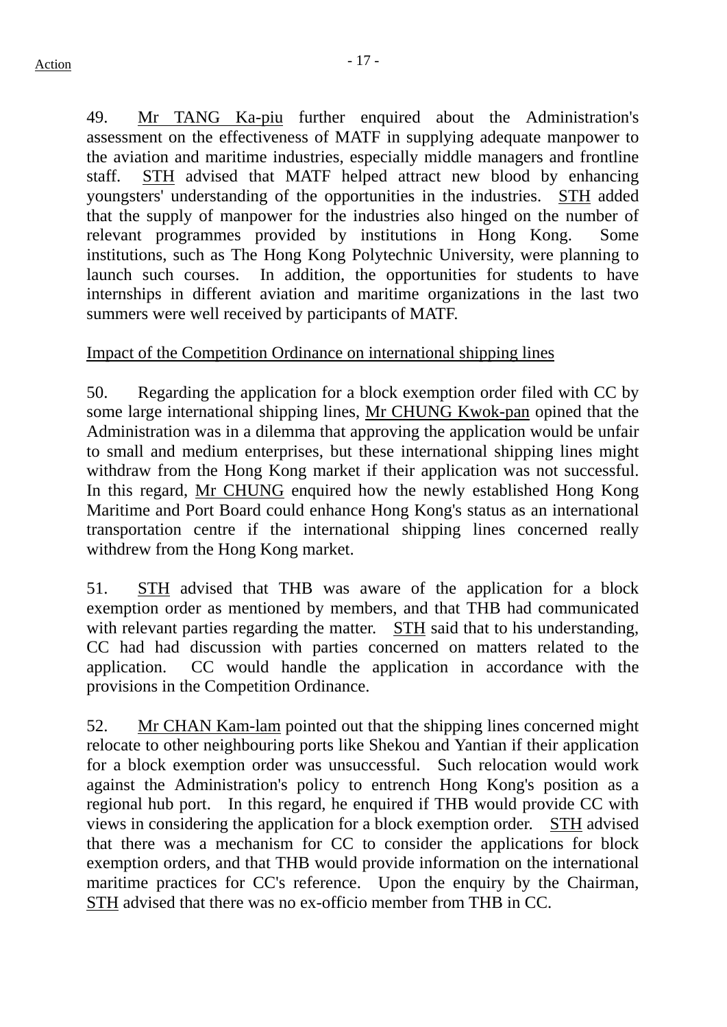49. Mr TANG Ka-piu further enquired about the Administration's assessment on the effectiveness of MATF in supplying adequate manpower to the aviation and maritime industries, especially middle managers and frontline staff. STH advised that MATF helped attract new blood by enhancing youngsters' understanding of the opportunities in the industries. STH added that the supply of manpower for the industries also hinged on the number of relevant programmes provided by institutions in Hong Kong. Some institutions, such as The Hong Kong Polytechnic University, were planning to launch such courses. In addition, the opportunities for students to have internships in different aviation and maritime organizations in the last two summers were well received by participants of MATF.

Impact of the Competition Ordinance on international shipping lines

50. Regarding the application for a block exemption order filed with CC by some large international shipping lines, Mr CHUNG Kwok-pan opined that the Administration was in a dilemma that approving the application would be unfair to small and medium enterprises, but these international shipping lines might withdraw from the Hong Kong market if their application was not successful. In this regard, Mr CHUNG enquired how the newly established Hong Kong Maritime and Port Board could enhance Hong Kong's status as an international transportation centre if the international shipping lines concerned really withdrew from the Hong Kong market.

51. STH advised that THB was aware of the application for a block exemption order as mentioned by members, and that THB had communicated with relevant parties regarding the matter. STH said that to his understanding, CC had had discussion with parties concerned on matters related to the application. CC would handle the application in accordance with the provisions in the Competition Ordinance.

52. Mr CHAN Kam-lam pointed out that the shipping lines concerned might relocate to other neighbouring ports like Shekou and Yantian if their application for a block exemption order was unsuccessful. Such relocation would work against the Administration's policy to entrench Hong Kong's position as a regional hub port. In this regard, he enquired if THB would provide CC with views in considering the application for a block exemption order. STH advised that there was a mechanism for CC to consider the applications for block exemption orders, and that THB would provide information on the international maritime practices for CC's reference. Upon the enquiry by the Chairman, STH advised that there was no ex-officio member from THB in CC.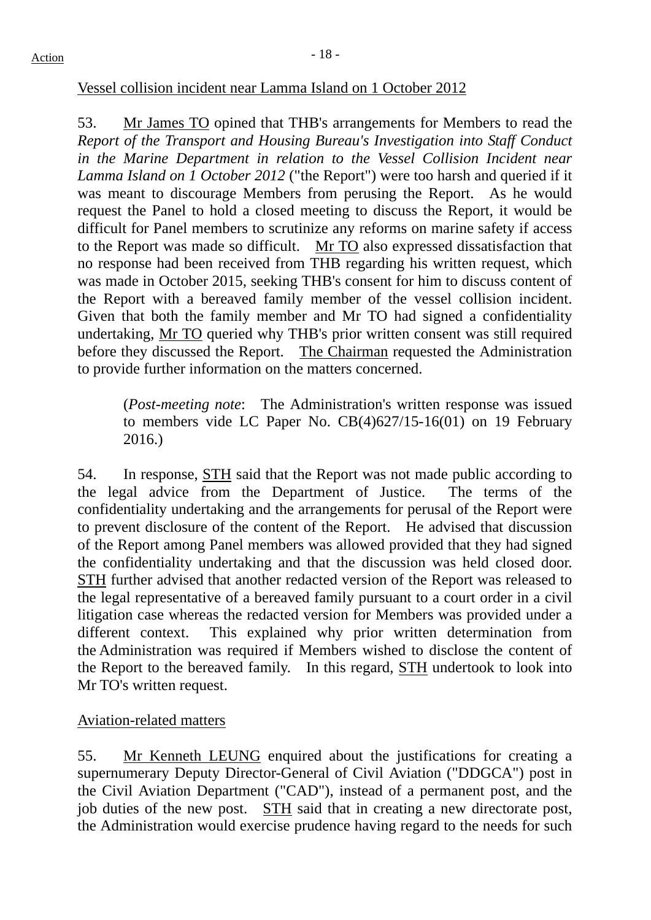Vessel collision incident near Lamma Island on 1 October 2012

53. Mr James TO opined that THB's arrangements for Members to read the *Report of the Transport and Housing Bureau's Investigation into Staff Conduct in the Marine Department in relation to the Vessel Collision Incident near Lamma Island on 1 October 2012* ("the Report") were too harsh and queried if it was meant to discourage Members from perusing the Report. As he would request the Panel to hold a closed meeting to discuss the Report, it would be difficult for Panel members to scrutinize any reforms on marine safety if access to the Report was made so difficult. Mr TO also expressed dissatisfaction that no response had been received from THB regarding his written request, which was made in October 2015, seeking THB's consent for him to discuss content of the Report with a bereaved family member of the vessel collision incident. Given that both the family member and Mr TO had signed a confidentiality undertaking, Mr TO queried why THB's prior written consent was still required before they discussed the Report. The Chairman requested the Administration to provide further information on the matters concerned.

> (*Post-meeting note*: The Administration's written response was issued to members vide LC Paper No. CB(4)627/15-16(01) on 19 February 2016.)

54. In response, STH said that the Report was not made public according to the legal advice from the Department of Justice. The terms of the confidentiality undertaking and the arrangements for perusal of the Report were to prevent disclosure of the content of the Report. He advised that discussion of the Report among Panel members was allowed provided that they had signed the confidentiality undertaking and that the discussion was held closed door. STH further advised that another redacted version of the Report was released to the legal representative of a bereaved family pursuant to a court order in a civil litigation case whereas the redacted version for Members was provided under a different context. This explained why prior written determination from the Administration was required if Members wished to disclose the content of the Report to the bereaved family. In this regard, STH undertook to look into Mr TO's written request.

Aviation-related matters

55. Mr Kenneth LEUNG enquired about the justifications for creating a supernumerary Deputy Director-General of Civil Aviation ("DDGCA") post in the Civil Aviation Department ("CAD"), instead of a permanent post, and the job duties of the new post. STH said that in creating a new directorate post, the Administration would exercise prudence having regard to the needs for such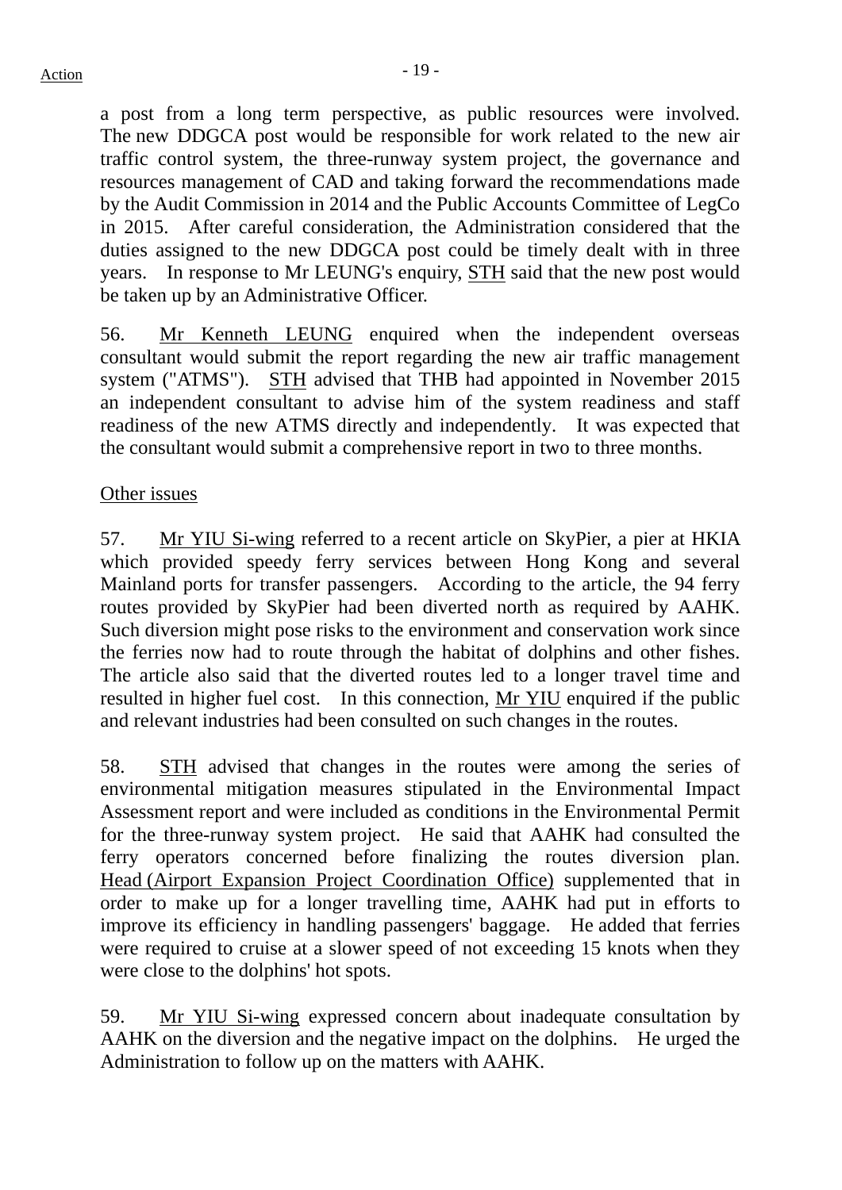a post from a long term perspective, as public resources were involved. The new DDGCA post would be responsible for work related to the new air traffic control system, the three-runway system project, the governance and resources management of CAD and taking forward the recommendations made by the Audit Commission in 2014 and the Public Accounts Committee of LegCo in 2015. After careful consideration, the Administration considered that the duties assigned to the new DDGCA post could be timely dealt with in three years. In response to Mr LEUNG's enquiry, STH said that the new post would be taken up by an Administrative Officer.

56. Mr Kenneth LEUNG enquired when the independent overseas consultant would submit the report regarding the new air traffic management system ("ATMS"). STH advised that THB had appointed in November 2015 an independent consultant to advise him of the system readiness and staff readiness of the new ATMS directly and independently. It was expected that the consultant would submit a comprehensive report in two to three months.

Other issues

57. Mr YIU Si-wing referred to a recent article on SkyPier, a pier at HKIA which provided speedy ferry services between Hong Kong and several Mainland ports for transfer passengers. According to the article, the 94 ferry routes provided by SkyPier had been diverted north as required by AAHK. Such diversion might pose risks to the environment and conservation work since the ferries now had to route through the habitat of dolphins and other fishes. The article also said that the diverted routes led to a longer travel time and resulted in higher fuel cost. In this connection, Mr YIU enquired if the public and relevant industries had been consulted on such changes in the routes.

58. STH advised that changes in the routes were among the series of environmental mitigation measures stipulated in the Environmental Impact Assessment report and were included as conditions in the Environmental Permit for the three-runway system project. He said that AAHK had consulted the ferry operators concerned before finalizing the routes diversion plan. Head (Airport Expansion Project Coordination Office) supplemented that in order to make up for a longer travelling time, AAHK had put in efforts to improve its efficiency in handling passengers' baggage. He added that ferries were required to cruise at a slower speed of not exceeding 15 knots when they were close to the dolphins' hot spots.

59. Mr YIU Si-wing expressed concern about inadequate consultation by AAHK on the diversion and the negative impact on the dolphins. He urged the Administration to follow up on the matters with AAHK.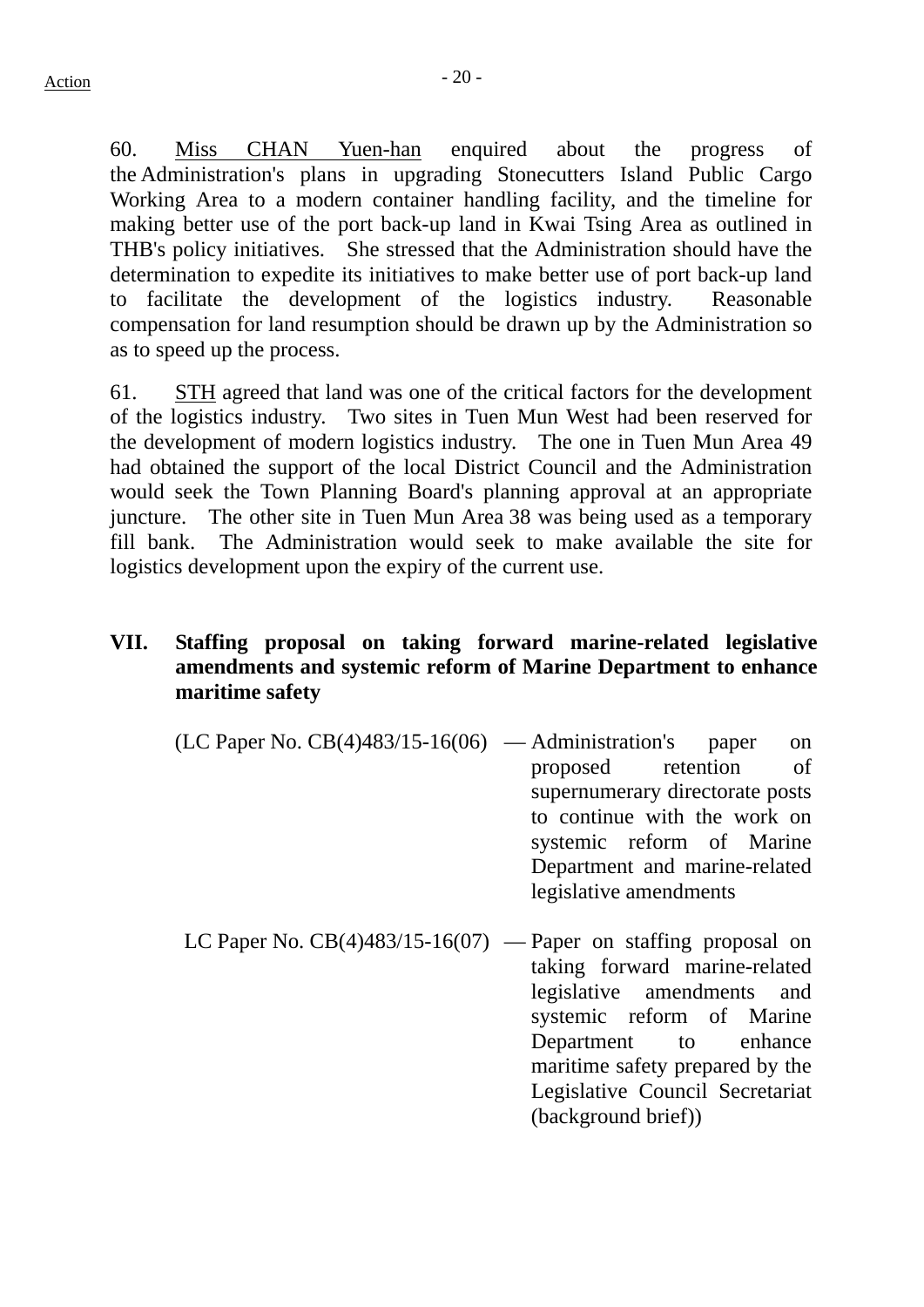60. Miss CHAN Yuen-han enquired about the progress of the Administration's plans in upgrading Stonecutters Island Public Cargo Working Area to a modern container handling facility, and the timeline for making better use of the port back-up land in Kwai Tsing Area as outlined in THB's policy initiatives. She stressed that the Administration should have the determination to expedite its initiatives to make better use of port back-up land to facilitate the development of the logistics industry. Reasonable compensation for land resumption should be drawn up by the Administration so as to speed up the process.

61. STH agreed that land was one of the critical factors for the development of the logistics industry. Two sites in Tuen Mun West had been reserved for the development of modern logistics industry. The one in Tuen Mun Area 49 had obtained the support of the local District Council and the Administration would seek the Town Planning Board's planning approval at an appropriate juncture. The other site in Tuen Mun Area 38 was being used as a temporary fill bank. The Administration would seek to make available the site for logistics development upon the expiry of the current use.

## VII. Staffing proposal on taking forward marine-related legislative amendments and systemic reform of Marine Department to enhance maritime safety

(LC Paper No. CB(4)483/15-16(06) — Administration's paper on proposed retention of supernumerary directorate posts to continue with the work on systemic reform of Marine Department and marine-related legislative amendments

LC Paper No. CB(4)483/15-16(07) — Paper on staffing proposal on taking forward marine-related legislative amendments and systemic reform of Marine Department to enhance maritime safety prepared by the Legislative Council Secretariat (background brief))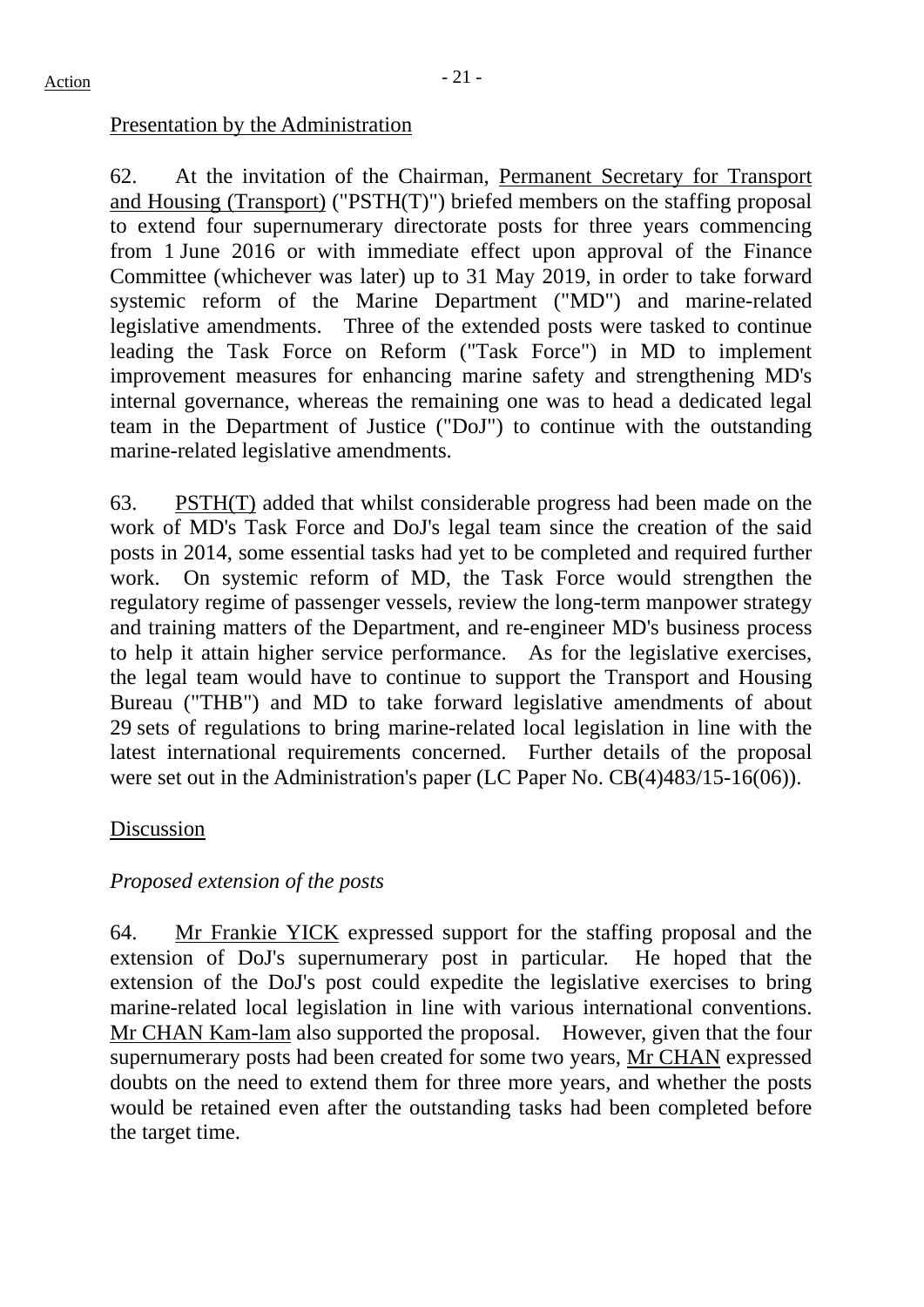Presentation by the Administration

62. At the invitation of the Chairman, Permanent Secretary for Transport and Housing (Transport) ("PSTH(T)") briefed members on the staffing proposal to extend four supernumerary directorate posts for three years commencing from 1 June 2016 or with immediate effect upon approval of the Finance Committee (whichever was later) up to 31 May 2019, in order to take forward systemic reform of the Marine Department ("MD") and marine-related legislative amendments. Three of the extended posts were tasked to continue leading the Task Force on Reform ("Task Force") in MD to implement improvement measures for enhancing marine safety and strengthening MD's internal governance, whereas the remaining one was to head a dedicated legal team in the Department of Justice ("DoJ") to continue with the outstanding marine-related legislative amendments.

63. PSTH(T) added that whilst considerable progress had been made on the work of MD's Task Force and DoJ's legal team since the creation of the said posts in 2014, some essential tasks had yet to be completed and required further work. On systemic reform of MD, the Task Force would strengthen the regulatory regime of passenger vessels, review the long-term manpower strategy and training matters of the Department, and re-engineer MD's business process to help it attain higher service performance. As for the legislative exercises, the legal team would have to continue to support the Transport and Housing Bureau ("THB") and MD to take forward legislative amendments of about 29 sets of regulations to bring marine-related local legislation in line with the latest international requirements concerned. Further details of the proposal were set out in the Administration's paper (LC Paper No. CB(4)483/15-16(06)).

Discussion

*Proposed extension of the posts*

64. Mr Frankie YICK expressed support for the staffing proposal and the extension of DoJ's supernumerary post in particular. He hoped that the extension of the DoJ's post could expedite the legislative exercises to bring marine-related local legislation in line with various international conventions. Mr CHAN Kam-lam also supported the proposal. However, given that the four supernumerary posts had been created for some two years, Mr CHAN expressed doubts on the need to extend them for three more years, and whether the posts would be retained even after the outstanding tasks had been completed before the target time.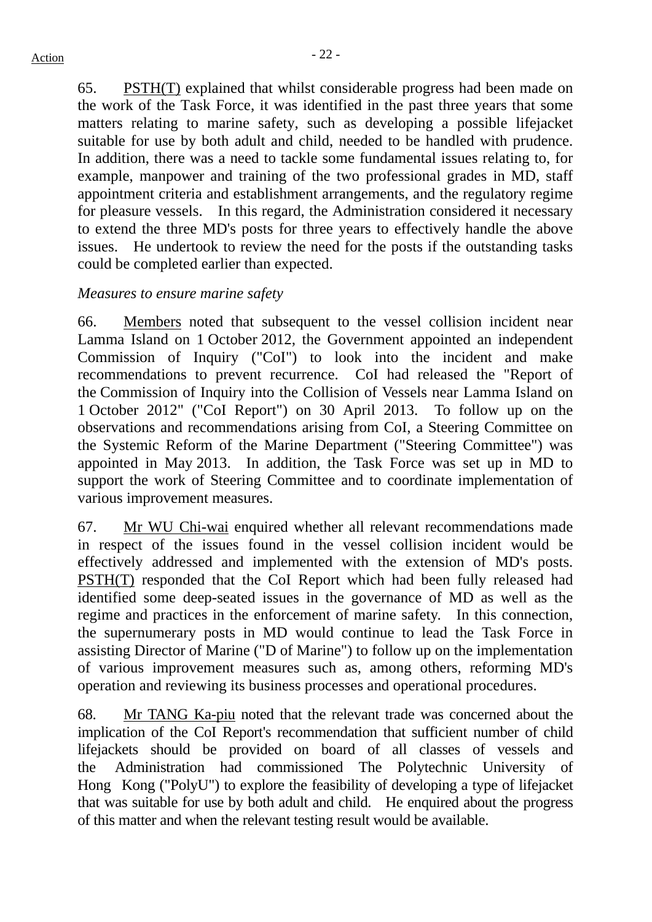65. PSTH(T) explained that whilst considerable progress had been made on the work of the Task Force, it was identified in the past three years that some matters relating to marine safety, such as developing a possible lifejacket suitable for use by both adult and child, needed to be handled with prudence. In addition, there was a need to tackle some fundamental issues relating to, for example, manpower and training of the two professional grades in MD, staff appointment criteria and establishment arrangements, and the regulatory regime for pleasure vessels. In this regard, the Administration considered it necessary to extend the three MD's posts for three years to effectively handle the above issues. He undertook to review the need for the posts if the outstanding tasks could be completed earlier than expected.

*Measures to ensure marine safety*

66. Members noted that subsequent to the vessel collision incident near Lamma Island on 1 October 2012, the Government appointed an independent Commission of Inquiry ("CoI") to look into the incident and make recommendations to prevent recurrence. CoI had released the "Report of the Commission of Inquiry into the Collision of Vessels near Lamma Island on 1 October 2012" ("CoI Report") on 30 April 2013. To follow up on the observations and recommendations arising from CoI, a Steering Committee on the Systemic Reform of the Marine Department ("Steering Committee") was appointed in May 2013. In addition, the Task Force was set up in MD to support the work of Steering Committee and to coordinate implementation of various improvement measures.

67. Mr WU Chi-wai enquired whether all relevant recommendations made in respect of the issues found in the vessel collision incident would be effectively addressed and implemented with the extension of MD's posts. PSTH(T) responded that the CoI Report which had been fully released had identified some deep-seated issues in the governance of MD as well as the regime and practices in the enforcement of marine safety. In this connection, the supernumerary posts in MD would continue to lead the Task Force in assisting Director of Marine ("D of Marine") to follow up on the implementation of various improvement measures such as, among others, reforming MD's operation and reviewing its business processes and operational procedures.

68. Mr TANG Ka-piu noted that the relevant trade was concerned about the implication of the CoI Report's recommendation that sufficient number of child lifejackets should be provided on board of all classes of vessels and the Administration had commissioned The Polytechnic University of Hong Kong ("PolyU") to explore the feasibility of developing a type of lifejacket that was suitable for use by both adult and child. He enquired about the progress of this matter and when the relevant testing result would be available.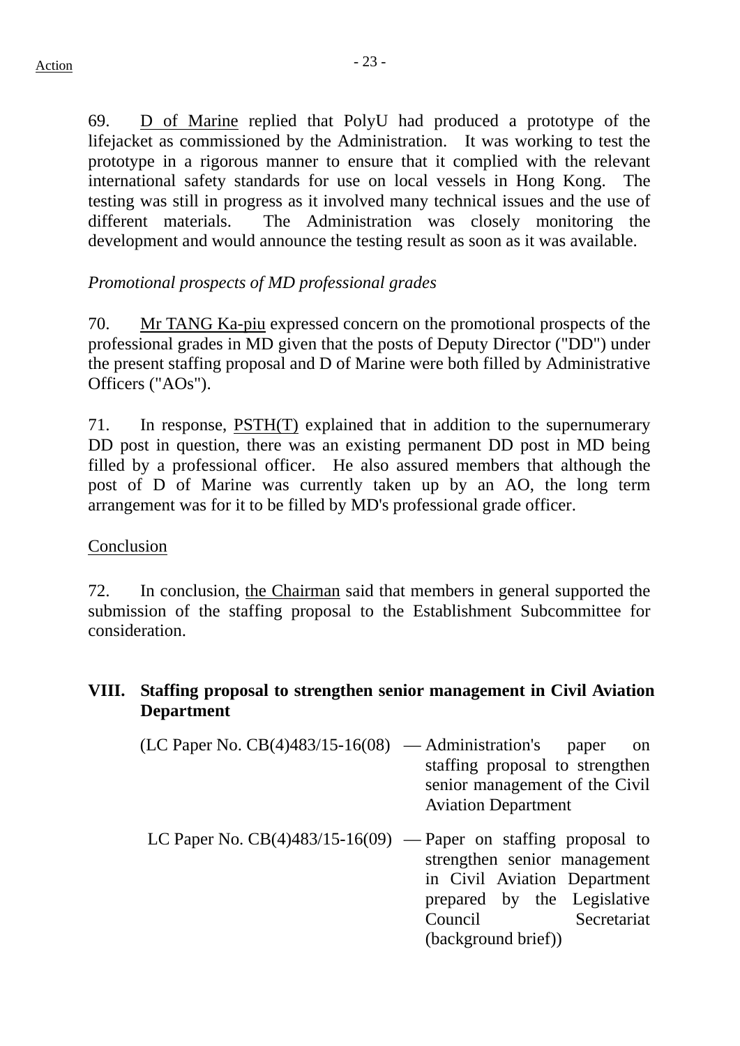Action

69. D of Marine replied that PolyU had produced a prototype of the lifejacket as commissioned by the Administration. It was working to test the prototype in a rigorous manner to ensure that it complied with the relevant international safety standards for use on local vessels in Hong Kong. The testing was still in progress as it involved many technical issues and the use of different materials. The Administration was closely monitoring the development and would announce the testing result as soon as it was available.

*Promotional prospects of MD professional grades*

70. Mr TANG Ka-piu expressed concern on the promotional prospects of the professional grades in MD given that the posts of Deputy Director ("DD") under the present staffing proposal and D of Marine were both filled by Administrative Officers ("AOs").

71. In response, PSTH(T) explained that in addition to the supernumerary DD post in question, there was an existing permanent DD post in MD being filled by a professional officer. He also assured members that although the post of D of Marine was currently taken up by an AO, the long term arrangement was for it to be filled by MD's professional grade officer.

Conclusion

72. In conclusion, the Chairman said that members in general supported the submission of the staffing proposal to the Establishment Subcommittee for consideration.

**VIII. Staffing proposal to strengthen senior management in Civil Aviation Department**

(LC Paper No. CB(4)483/15-16(08) — Administration's paper on staffing proposal to strengthen senior management of the Civil Aviation Department

LC Paper No. CB(4)483/15-16(09) — Paper on staffing proposal to strengthen senior management in Civil Aviation Department prepared by the Legislative Council Secretariat (background brief))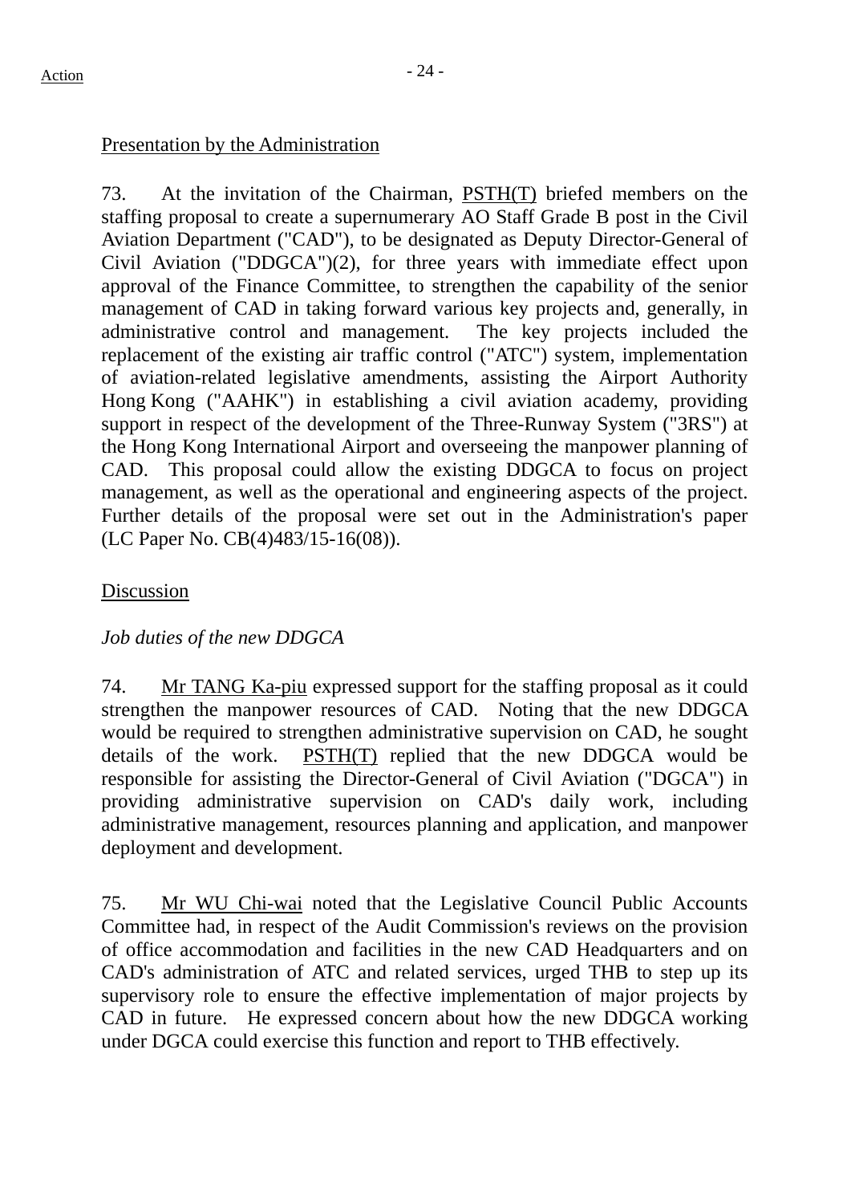Presentation by the Administration

73. At the invitation of the Chairman, PSTH(T) briefed members on the staffing proposal to create a supernumerary AO Staff Grade B post in the Civil Aviation Department ("CAD"), to be designated as Deputy Director-General of Civil Aviation ("DDGCA")(2), for three years with immediate effect upon approval of the Finance Committee, to strengthen the capability of the senior management of CAD in taking forward various key projects and, generally, in administrative control and management. The key projects included the replacement of the existing air traffic control ("ATC") system, implementation of aviation-related legislative amendments, assisting the Airport Authority Hong Kong ("AAHK") in establishing a civil aviation academy, providing support in respect of the development of the Three-Runway System ("3RS") at the Hong Kong International Airport and overseeing the manpower planning of CAD. This proposal could allow the existing DDGCA to focus on project management, as well as the operational and engineering aspects of the project. Further details of the proposal were set out in the Administration's paper (LC Paper No. CB(4)483/15-16(08)).

Discussion

*Job duties of the new DDGCA*

74. Mr TANG Ka-piu expressed support for the staffing proposal as it could strengthen the manpower resources of CAD. Noting that the new DDGCA would be required to strengthen administrative supervision on CAD, he sought details of the work. PSTH(T) replied that the new DDGCA would be responsible for assisting the Director-General of Civil Aviation ("DGCA") in providing administrative supervision on CAD's daily work, including administrative management, resources planning and application, and manpower deployment and development.

75. Mr WU Chi-wai noted that the Legislative Council Public Accounts Committee had, in respect of the Audit Commission's reviews on the provision of office accommodation and facilities in the new CAD Headquarters and on CAD's administration of ATC and related services, urged THB to step up its supervisory role to ensure the effective implementation of major projects by CAD in future. He expressed concern about how the new DDGCA working under DGCA could exercise this function and report to THB effectively.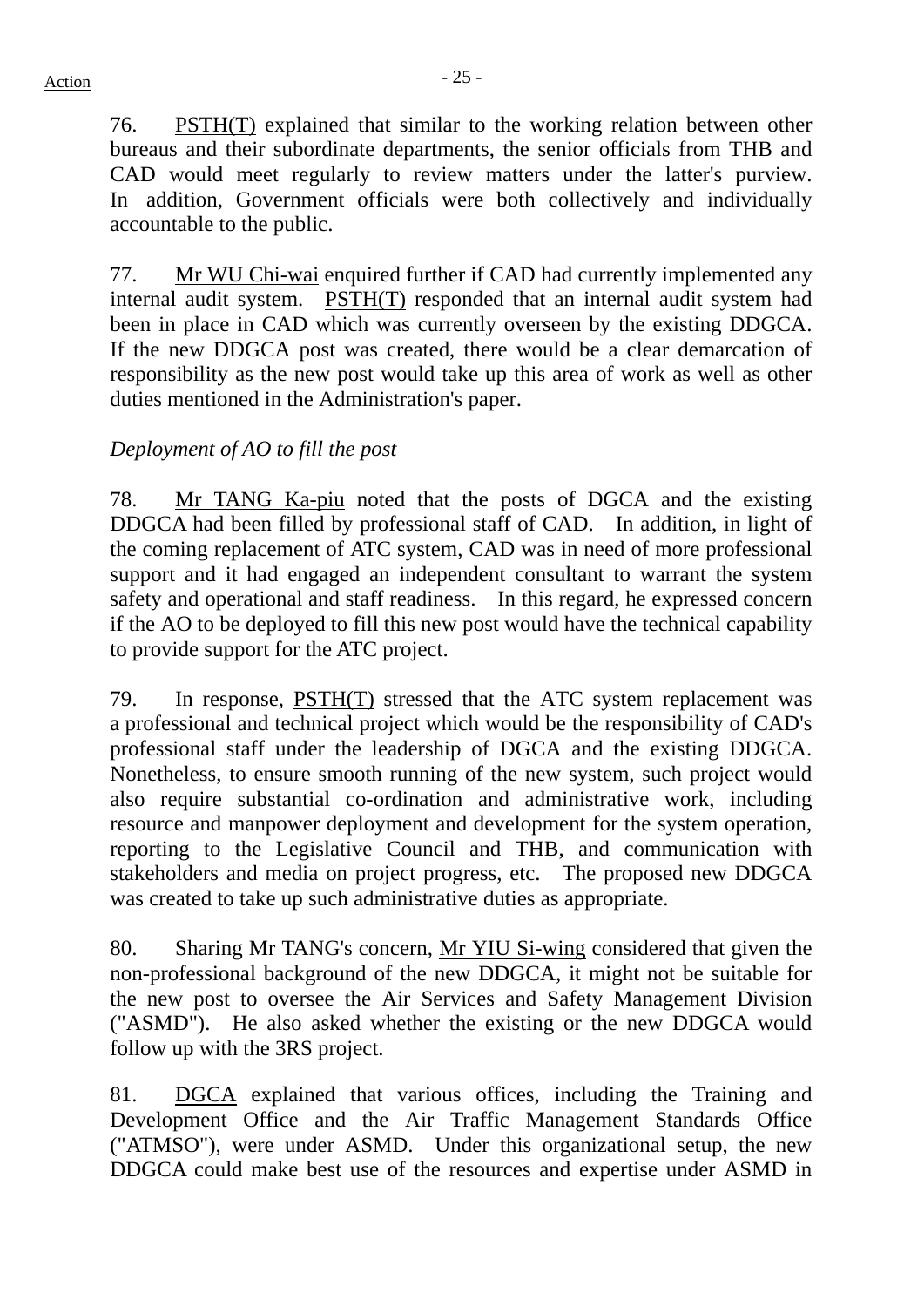76. PSTH(T) explained that similar to the working relation between other bureaus and their subordinate departments, the senior officials from THB and CAD would meet regularly to review matters under the latter's purview. In addition, Government officials were both collectively and individually accountable to the public.

77. Mr WU Chi-wai enquired further if CAD had currently implemented any internal audit system. PSTH(T) responded that an internal audit system had been in place in CAD which was currently overseen by the existing DDGCA. If the new DDGCA post was created, there would be a clear demarcation of responsibility as the new post would take up this area of work as well as other duties mentioned in the Administration's paper.

*Deployment of AO to fill the post*

78. Mr TANG Ka-piu noted that the posts of DGCA and the existing DDGCA had been filled by professional staff of CAD. In addition, in light of the coming replacement of ATC system, CAD was in need of more professional support and it had engaged an independent consultant to warrant the system safety and operational and staff readiness. In this regard, he expressed concern if the AO to be deployed to fill this new post would have the technical capability to provide support for the ATC project.

79. In response, PSTH(T) stressed that the ATC system replacement was a professional and technical project which would be the responsibility of CAD's professional staff under the leadership of DGCA and the existing DDGCA. Nonetheless, to ensure smooth running of the new system, such project would also require substantial co-ordination and administrative work, including resource and manpower deployment and development for the system operation, reporting to the Legislative Council and THB, and communication with stakeholders and media on project progress, etc. The proposed new DDGCA was created to take up such administrative duties as appropriate.

80. Sharing Mr TANG's concern, Mr YIU Si-wing considered that given the non-professional background of the new DDGCA, it might not be suitable for the new post to oversee the Air Services and Safety Management Division ("ASMD"). He also asked whether the existing or the new DDGCA would follow up with the 3RS project.

81. DGCA explained that various offices, including the Training and Development Office and the Air Traffic Management Standards Office ("ATMSO"), were under ASMD. Under this organizational setup, the new DDGCA could make best use of the resources and expertise under ASMD in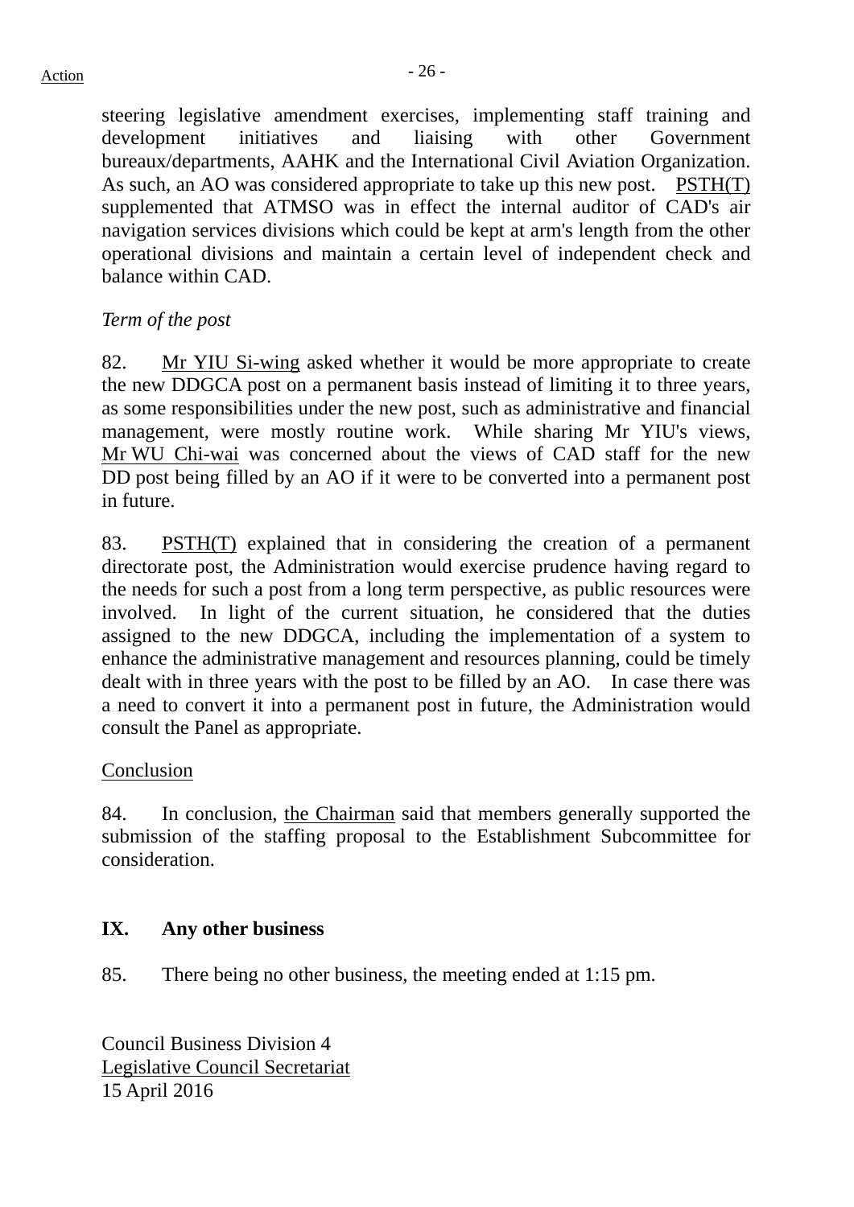steering legislative amendment exercises, implementing staff training and development initiatives and liaising with other Government bureaux/departments, AAHK and the International Civil Aviation Organization. As such, an AO was considered appropriate to take up this new post. PSTH(T) supplemented that ATMSO was in effect the internal auditor of CAD's air navigation services divisions which could be kept at arm's length from the other operational divisions and maintain a certain level of independent check and balance within CAD.

*Term of the post*

82. Mr YIU Si-wing asked whether it would be more appropriate to create the new DDGCA post on a permanent basis instead of limiting it to three years, as some responsibilities under the new post, such as administrative and financial management, were mostly routine work. While sharing Mr YIU's views, Mr WU Chi-wai was concerned about the views of CAD staff for the new DD post being filled by an AO if it were to be converted into a permanent post in future.

83. PSTH(T) explained that in considering the creation of a permanent directorate post, the Administration would exercise prudence having regard to the needs for such a post from a long term perspective, as public resources were involved. In light of the current situation, he considered that the duties assigned to the new DDGCA, including the implementation of a system to enhance the administrative management and resources planning, could be timely dealt with in three years with the post to be filled by an AO. In case there was a need to convert it into a permanent post in future, the Administration would consult the Panel as appropriate.

Conclusion

84. In conclusion, the Chairman said that members generally supported the submission of the staffing proposal to the Establishment Subcommittee for consideration.

## IX. Any other business

85. There being no other business, the meeting ended at 1:15 pm.

Council Business Division 4
Legislative Council Secretariat
15 April 2016